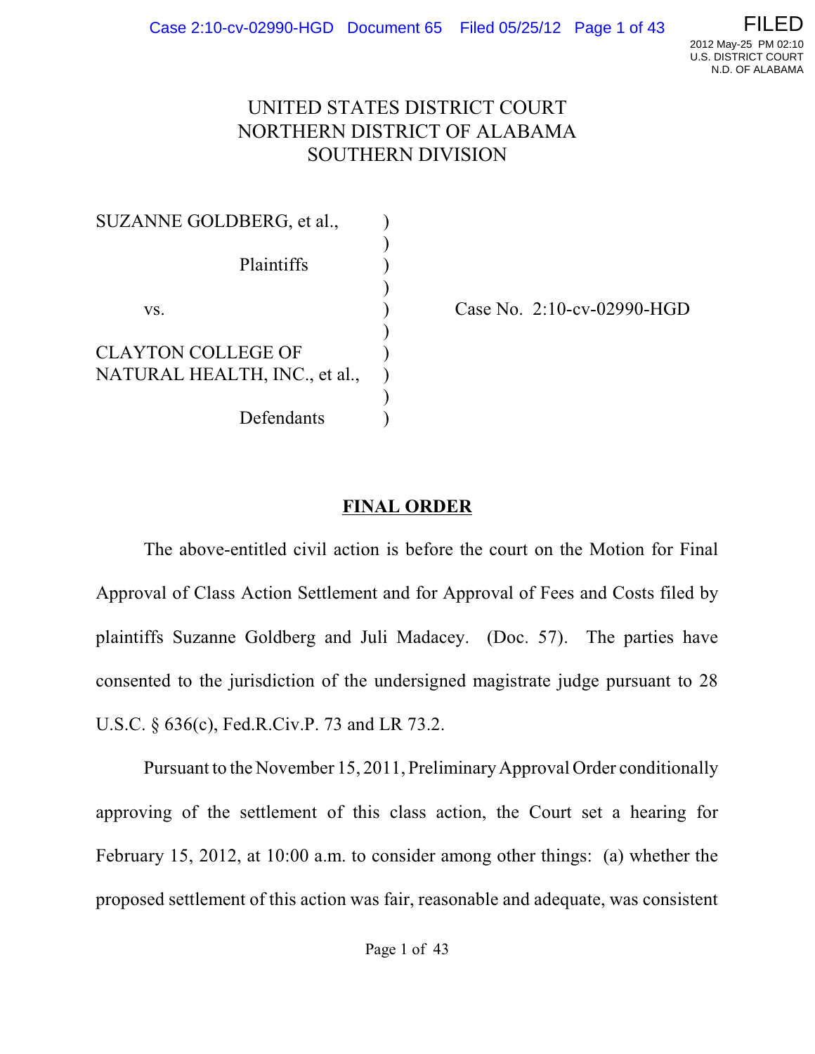FILED
2012 May-25 PM 02:10
U.S. DISTRICT COURT
N.D. OF ALABAMA

# UNITED STATES DISTRICT COURT
# NORTHERN DISTRICT OF ALABAMA
# SOUTHERN DIVISION

SUZANNE GOLDBERG, et al.,
Plaintiffs

vs.

CLAYTON COLLEGE OF NATURAL HEALTH, INC., et al.,
Defendants

Case No. 2:10-cv-02990-HGD

## FINAL ORDER

The above-entitled civil action is before the court on the Motion for Final Approval of Class Action Settlement and for Approval of Fees and Costs filed by plaintiffs Suzanne Goldberg and Juli Madacey. (Doc. 57). The parties have consented to the jurisdiction of the undersigned magistrate judge pursuant to 28 U.S.C. § 636(c), Fed.R.Civ.P. 73 and LR 73.2.

Pursuant to the November 15, 2011, Preliminary Approval Order conditionally approving of the settlement of this class action, the Court set a hearing for February 15, 2012, at 10:00 a.m. to consider among other things: (a) whether the proposed settlement of this action was fair, reasonable and adequate, was consistent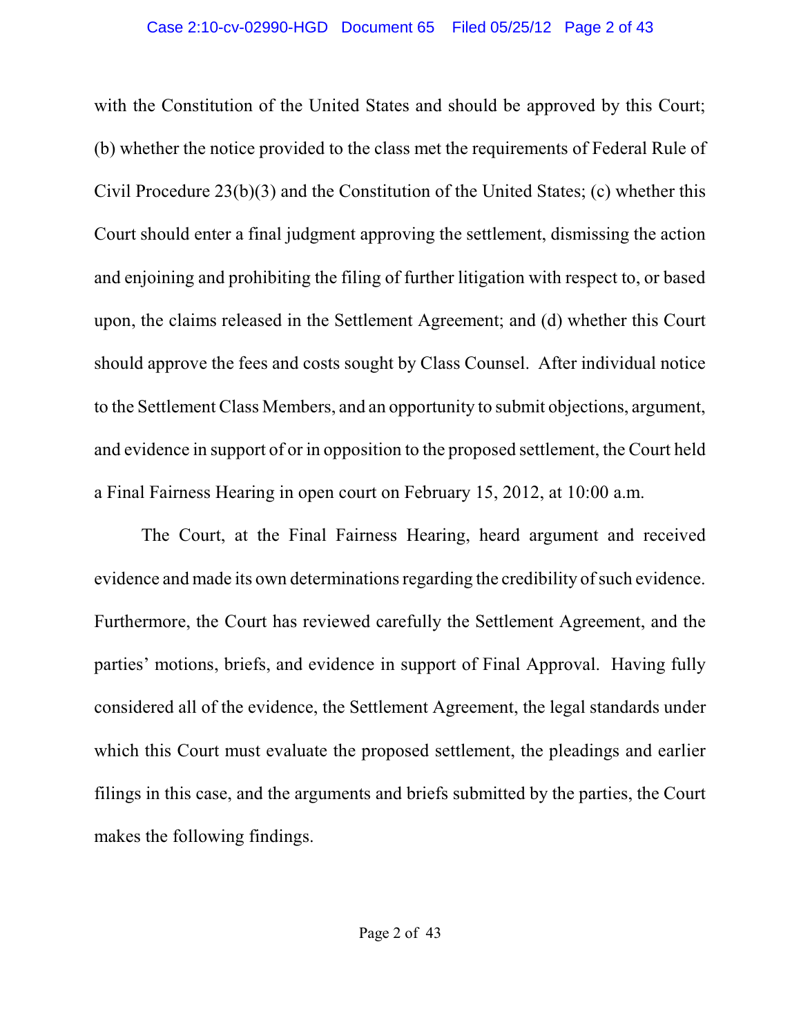with the Constitution of the United States and should be approved by this Court; (b) whether the notice provided to the class met the requirements of Federal Rule of Civil Procedure 23(b)(3) and the Constitution of the United States; (c) whether this Court should enter a final judgment approving the settlement, dismissing the action and enjoining and prohibiting the filing of further litigation with respect to, or based upon, the claims released in the Settlement Agreement; and (d) whether this Court should approve the fees and costs sought by Class Counsel. After individual notice to the Settlement Class Members, and an opportunity to submit objections, argument, and evidence in support of or in opposition to the proposed settlement, the Court held a Final Fairness Hearing in open court on February 15, 2012, at 10:00 a.m.

The Court, at the Final Fairness Hearing, heard argument and received evidence and made its own determinations regarding the credibility of such evidence. Furthermore, the Court has reviewed carefully the Settlement Agreement, and the parties' motions, briefs, and evidence in support of Final Approval. Having fully considered all of the evidence, the Settlement Agreement, the legal standards under which this Court must evaluate the proposed settlement, the pleadings and earlier filings in this case, and the arguments and briefs submitted by the parties, the Court makes the following findings.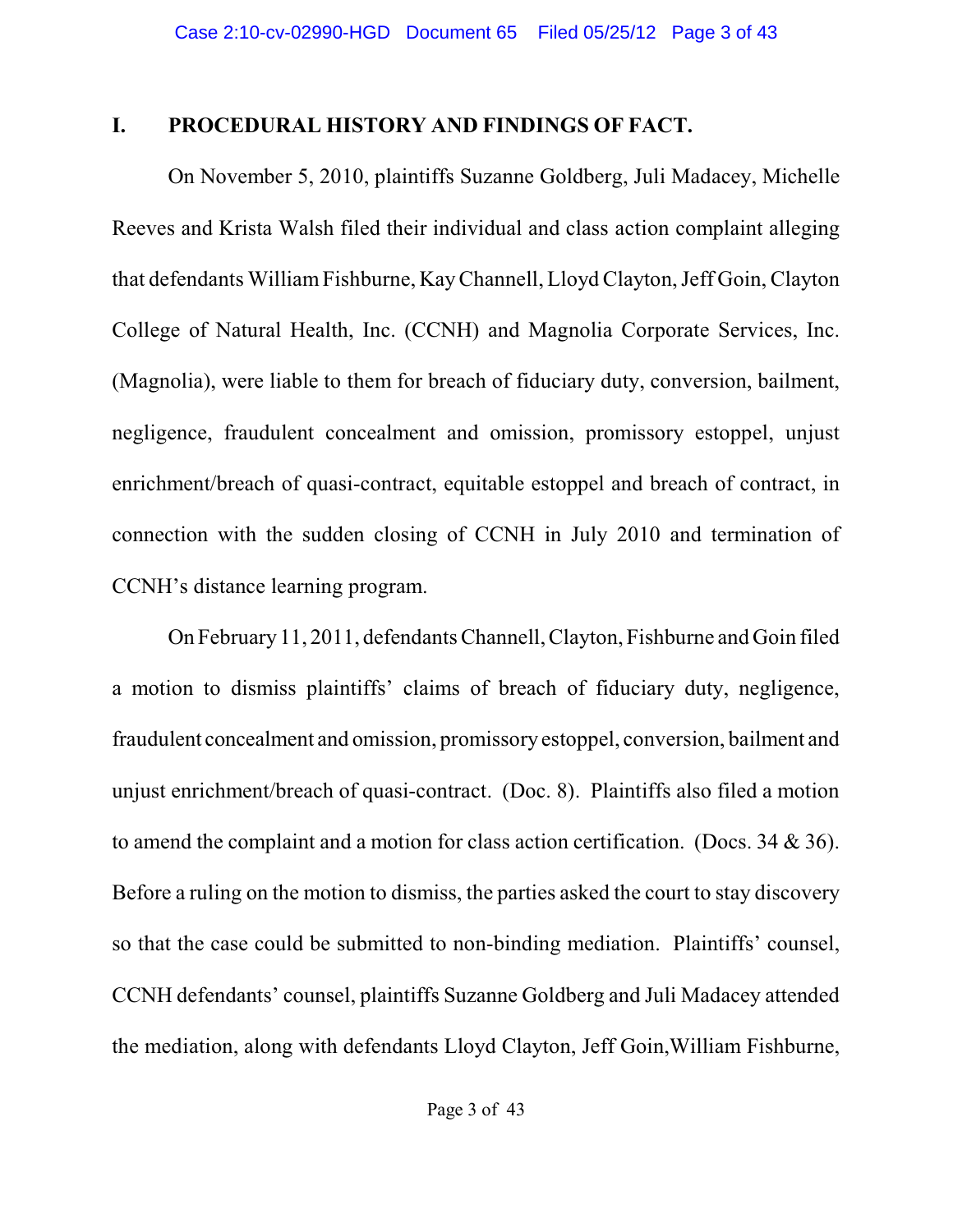## I. PROCEDURAL HISTORY AND FINDINGS OF FACT.

On November 5, 2010, plaintiffs Suzanne Goldberg, Juli Madacey, Michelle Reeves and Krista Walsh filed their individual and class action complaint alleging that defendants William Fishburne, Kay Channell, Lloyd Clayton, Jeff Goin, Clayton College of Natural Health, Inc. (CCNH) and Magnolia Corporate Services, Inc. (Magnolia), were liable to them for breach of fiduciary duty, conversion, bailment, negligence, fraudulent concealment and omission, promissory estoppel, unjust enrichment/breach of quasi-contract, equitable estoppel and breach of contract, in connection with the sudden closing of CCNH in July 2010 and termination of CCNH's distance learning program.

On February 11, 2011, defendants Channell, Clayton, Fishburne and Goin filed a motion to dismiss plaintiffs' claims of breach of fiduciary duty, negligence, fraudulent concealment and omission, promissory estoppel, conversion, bailment and unjust enrichment/breach of quasi-contract. (Doc. 8). Plaintiffs also filed a motion to amend the complaint and a motion for class action certification. (Docs. 34 & 36). Before a ruling on the motion to dismiss, the parties asked the court to stay discovery so that the case could be submitted to non-binding mediation. Plaintiffs' counsel, CCNH defendants' counsel, plaintiffs Suzanne Goldberg and Juli Madacey attended the mediation, along with defendants Lloyd Clayton, Jeff Goin,William Fishburne,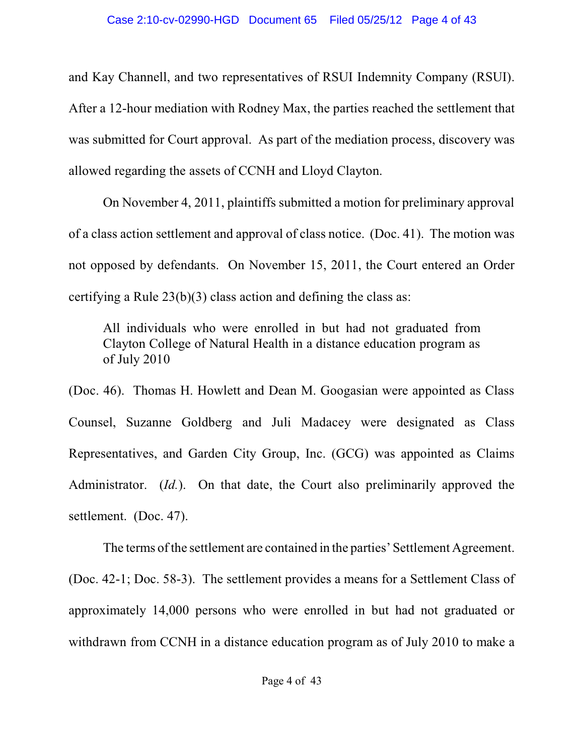and Kay Channell, and two representatives of RSUI Indemnity Company (RSUI). After a 12-hour mediation with Rodney Max, the parties reached the settlement that was submitted for Court approval. As part of the mediation process, discovery was allowed regarding the assets of CCNH and Lloyd Clayton.

On November 4, 2011, plaintiffs submitted a motion for preliminary approval of a class action settlement and approval of class notice. (Doc. 41). The motion was not opposed by defendants. On November 15, 2011, the Court entered an Order certifying a Rule 23(b)(3) class action and defining the class as:

> All individuals who were enrolled in but had not graduated from Clayton College of Natural Health in a distance education program as of July 2010

(Doc. 46). Thomas H. Howlett and Dean M. Googasian were appointed as Class Counsel, Suzanne Goldberg and Juli Madacey were designated as Class Representatives, and Garden City Group, Inc. (GCG) was appointed as Claims Administrator. (*Id.*). On that date, the Court also preliminarily approved the settlement. (Doc. 47).

The terms of the settlement are contained in the parties' Settlement Agreement. (Doc. 42-1; Doc. 58-3). The settlement provides a means for a Settlement Class of approximately 14,000 persons who were enrolled in but had not graduated or withdrawn from CCNH in a distance education program as of July 2010 to make a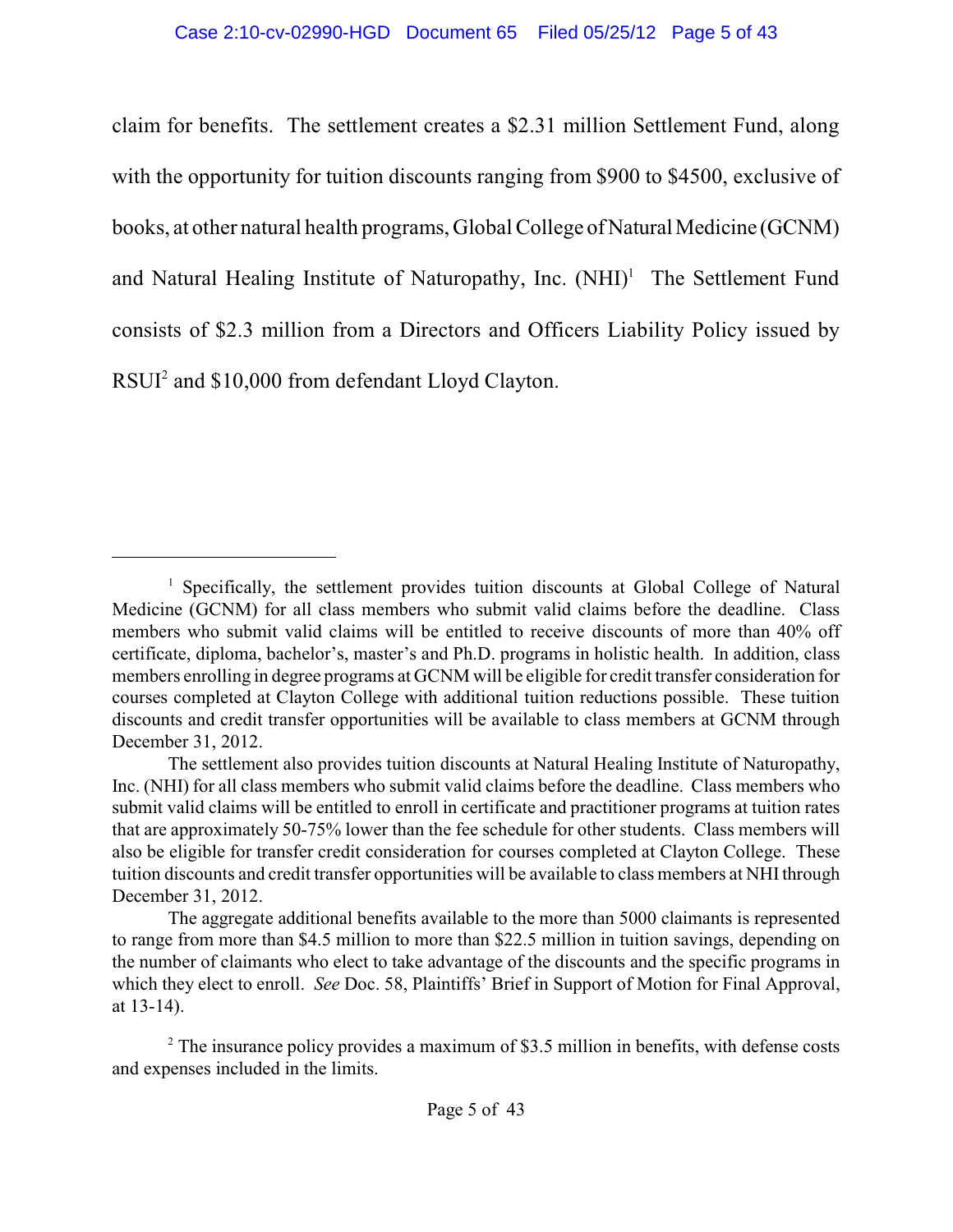claim for benefits. The settlement creates a $2.31 million Settlement Fund, along with the opportunity for tuition discounts ranging from $900 to $4500, exclusive of books, at other natural health programs, Global College of Natural Medicine (GCNM) and Natural Healing Institute of Naturopathy, Inc. (NHI)[1] The Settlement Fund consists of $2.3 million from a Directors and Officers Liability Policy issued by RSUI[2] and $10,000 from defendant Lloyd Clayton.

---

[1] Specifically, the settlement provides tuition discounts at Global College of Natural Medicine (GCNM) for all class members who submit valid claims before the deadline. Class members who submit valid claims will be entitled to receive discounts of more than 40% off certificate, diploma, bachelor's, master's and Ph.D. programs in holistic health. In addition, class members enrolling in degree programs at GCNM will be eligible for credit transfer consideration for courses completed at Clayton College with additional tuition reductions possible. These tuition discounts and credit transfer opportunities will be available to class members at GCNM through December 31, 2012.

The settlement also provides tuition discounts at Natural Healing Institute of Naturopathy, Inc. (NHI) for all class members who submit valid claims before the deadline. Class members who submit valid claims will be entitled to enroll in certificate and practitioner programs at tuition rates that are approximately 50-75% lower than the fee schedule for other students. Class members will also be eligible for transfer credit consideration for courses completed at Clayton College. These tuition discounts and credit transfer opportunities will be available to class members at NHI through December 31, 2012.

The aggregate additional benefits available to the more than 5000 claimants is represented to range from more than $4.5 million to more than $22.5 million in tuition savings, depending on the number of claimants who elect to take advantage of the discounts and the specific programs in which they elect to enroll. *See* Doc. 58, Plaintiffs' Brief in Support of Motion for Final Approval, at 13-14).

[2] The insurance policy provides a maximum of $3.5 million in benefits, with defense costs and expenses included in the limits.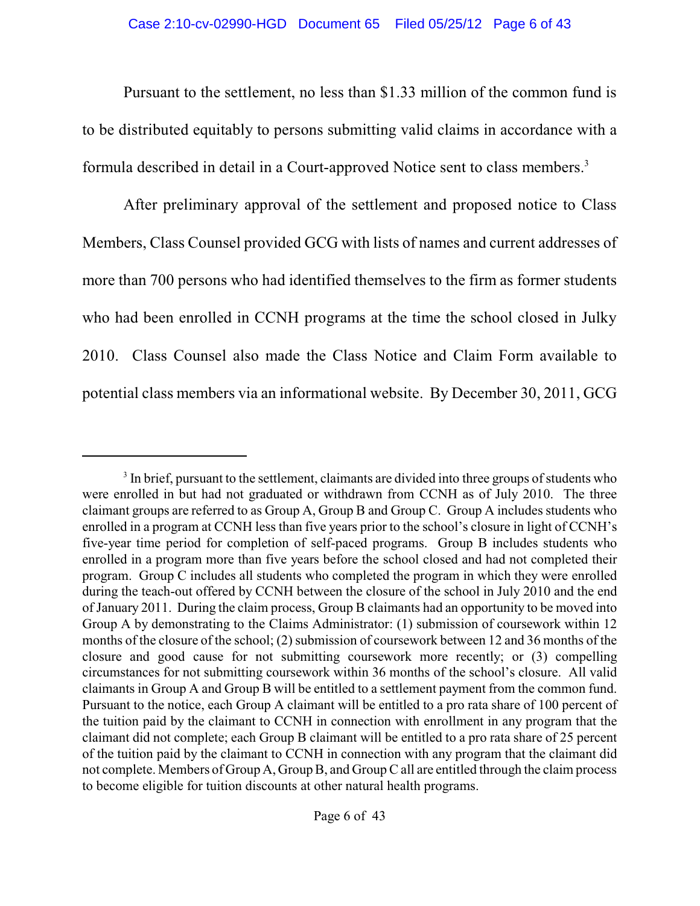Pursuant to the settlement, no less than $1.33 million of the common fund is to be distributed equitably to persons submitting valid claims in accordance with a formula described in detail in a Court-approved Notice sent to class members.[3]

After preliminary approval of the settlement and proposed notice to Class Members, Class Counsel provided GCG with lists of names and current addresses of more than 700 persons who had identified themselves to the firm as former students who had been enrolled in CCNH programs at the time the school closed in Julky 2010. Class Counsel also made the Class Notice and Claim Form available to potential class members via an informational website. By December 30, 2011, GCG

---

[3] In brief, pursuant to the settlement, claimants are divided into three groups of students who were enrolled in but had not graduated or withdrawn from CCNH as of July 2010. The three claimant groups are referred to as Group A, Group B and Group C. Group A includes students who enrolled in a program at CCNH less than five years prior to the school's closure in light of CCNH's five-year time period for completion of self-paced programs. Group B includes students who enrolled in a program more than five years before the school closed and had not completed their program. Group C includes all students who completed the program in which they were enrolled during the teach-out offered by CCNH between the closure of the school in July 2010 and the end of January 2011. During the claim process, Group B claimants had an opportunity to be moved into Group A by demonstrating to the Claims Administrator: (1) submission of coursework within 12 months of the closure of the school; (2) submission of coursework between 12 and 36 months of the closure and good cause for not submitting coursework more recently; or (3) compelling circumstances for not submitting coursework within 36 months of the school's closure. All valid claimants in Group A and Group B will be entitled to a settlement payment from the common fund. Pursuant to the notice, each Group A claimant will be entitled to a pro rata share of 100 percent of the tuition paid by the claimant to CCNH in connection with enrollment in any program that the claimant did not complete; each Group B claimant will be entitled to a pro rata share of 25 percent of the tuition paid by the claimant to CCNH in connection with any program that the claimant did not complete. Members of Group A, Group B, and Group C all are entitled through the claim process to become eligible for tuition discounts at other natural health programs.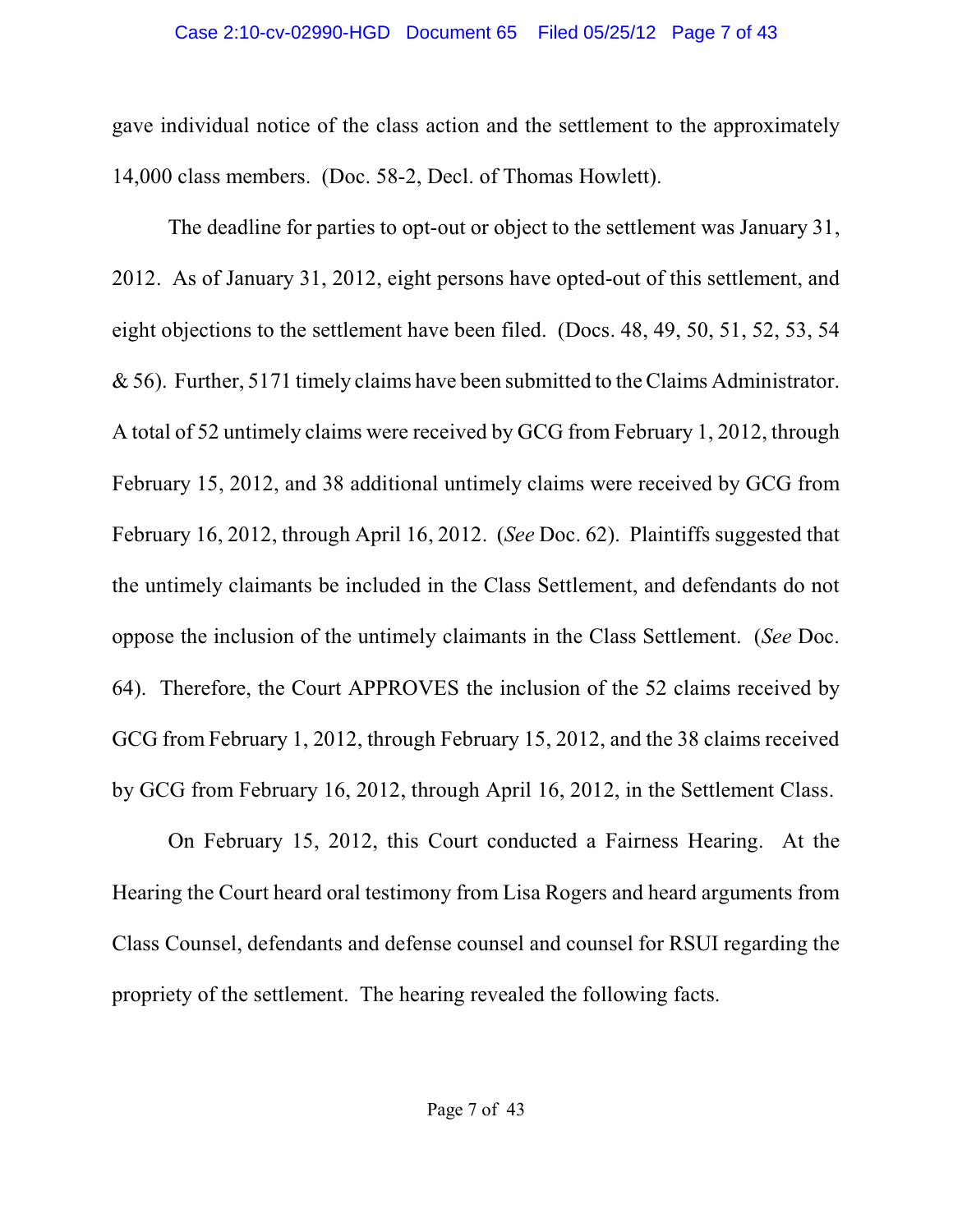gave individual notice of the class action and the settlement to the approximately 14,000 class members. (Doc. 58-2, Decl. of Thomas Howlett).

The deadline for parties to opt-out or object to the settlement was January 31, 2012. As of January 31, 2012, eight persons have opted-out of this settlement, and eight objections to the settlement have been filed. (Docs. 48, 49, 50, 51, 52, 53, 54 & 56). Further, 5171 timely claims have been submitted to the Claims Administrator. A total of 52 untimely claims were received by GCG from February 1, 2012, through February 15, 2012, and 38 additional untimely claims were received by GCG from February 16, 2012, through April 16, 2012. (*See* Doc. 62). Plaintiffs suggested that the untimely claimants be included in the Class Settlement, and defendants do not oppose the inclusion of the untimely claimants in the Class Settlement. (*See* Doc. 64). Therefore, the Court APPROVES the inclusion of the 52 claims received by GCG from February 1, 2012, through February 15, 2012, and the 38 claims received by GCG from February 16, 2012, through April 16, 2012, in the Settlement Class.

On February 15, 2012, this Court conducted a Fairness Hearing. At the Hearing the Court heard oral testimony from Lisa Rogers and heard arguments from Class Counsel, defendants and defense counsel and counsel for RSUI regarding the propriety of the settlement. The hearing revealed the following facts.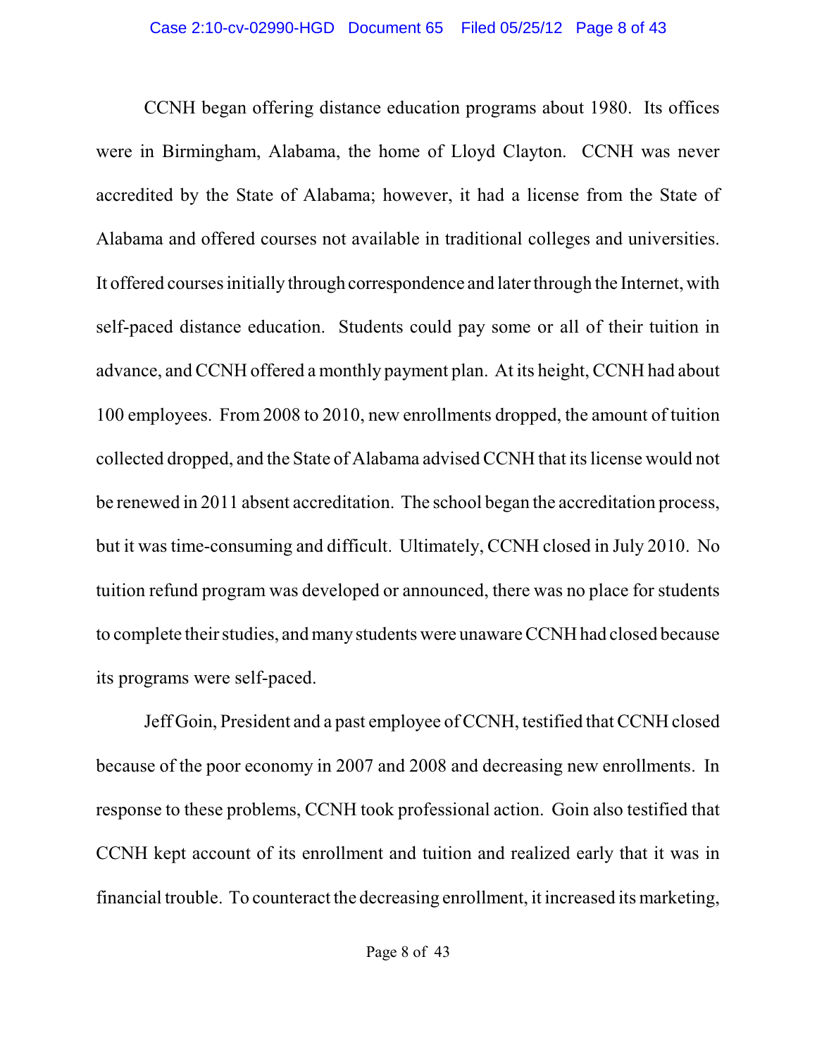CCNH began offering distance education programs about 1980. Its offices were in Birmingham, Alabama, the home of Lloyd Clayton. CCNH was never accredited by the State of Alabama; however, it had a license from the State of Alabama and offered courses not available in traditional colleges and universities. It offered courses initially through correspondence and later through the Internet, with self-paced distance education. Students could pay some or all of their tuition in advance, and CCNH offered a monthly payment plan. At its height, CCNH had about 100 employees. From 2008 to 2010, new enrollments dropped, the amount of tuition collected dropped, and the State of Alabama advised CCNH that its license would not be renewed in 2011 absent accreditation. The school began the accreditation process, but it was time-consuming and difficult. Ultimately, CCNH closed in July 2010. No tuition refund program was developed or announced, there was no place for students to complete their studies, and many students were unaware CCNH had closed because its programs were self-paced.

Jeff Goin, President and a past employee of CCNH, testified that CCNH closed because of the poor economy in 2007 and 2008 and decreasing new enrollments. In response to these problems, CCNH took professional action. Goin also testified that CCNH kept account of its enrollment and tuition and realized early that it was in financial trouble. To counteract the decreasing enrollment, it increased its marketing,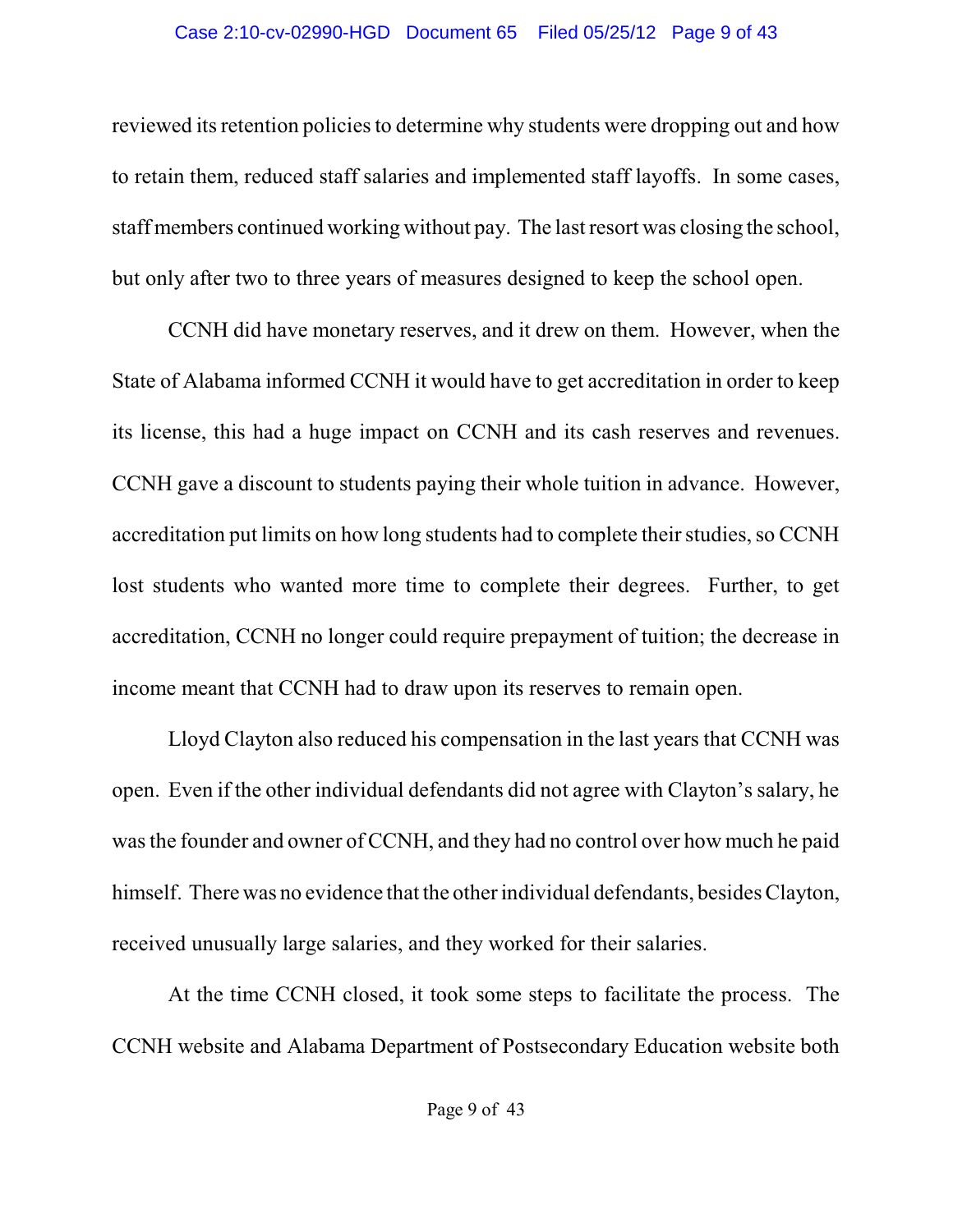reviewed its retention policies to determine why students were dropping out and how to retain them, reduced staff salaries and implemented staff layoffs. In some cases, staff members continued working without pay. The last resort was closing the school, but only after two to three years of measures designed to keep the school open.

CCNH did have monetary reserves, and it drew on them. However, when the State of Alabama informed CCNH it would have to get accreditation in order to keep its license, this had a huge impact on CCNH and its cash reserves and revenues. CCNH gave a discount to students paying their whole tuition in advance. However, accreditation put limits on how long students had to complete their studies, so CCNH lost students who wanted more time to complete their degrees. Further, to get accreditation, CCNH no longer could require prepayment of tuition; the decrease in income meant that CCNH had to draw upon its reserves to remain open.

Lloyd Clayton also reduced his compensation in the last years that CCNH was open. Even if the other individual defendants did not agree with Clayton's salary, he was the founder and owner of CCNH, and they had no control over how much he paid himself. There was no evidence that the other individual defendants, besides Clayton, received unusually large salaries, and they worked for their salaries.

At the time CCNH closed, it took some steps to facilitate the process. The CCNH website and Alabama Department of Postsecondary Education website both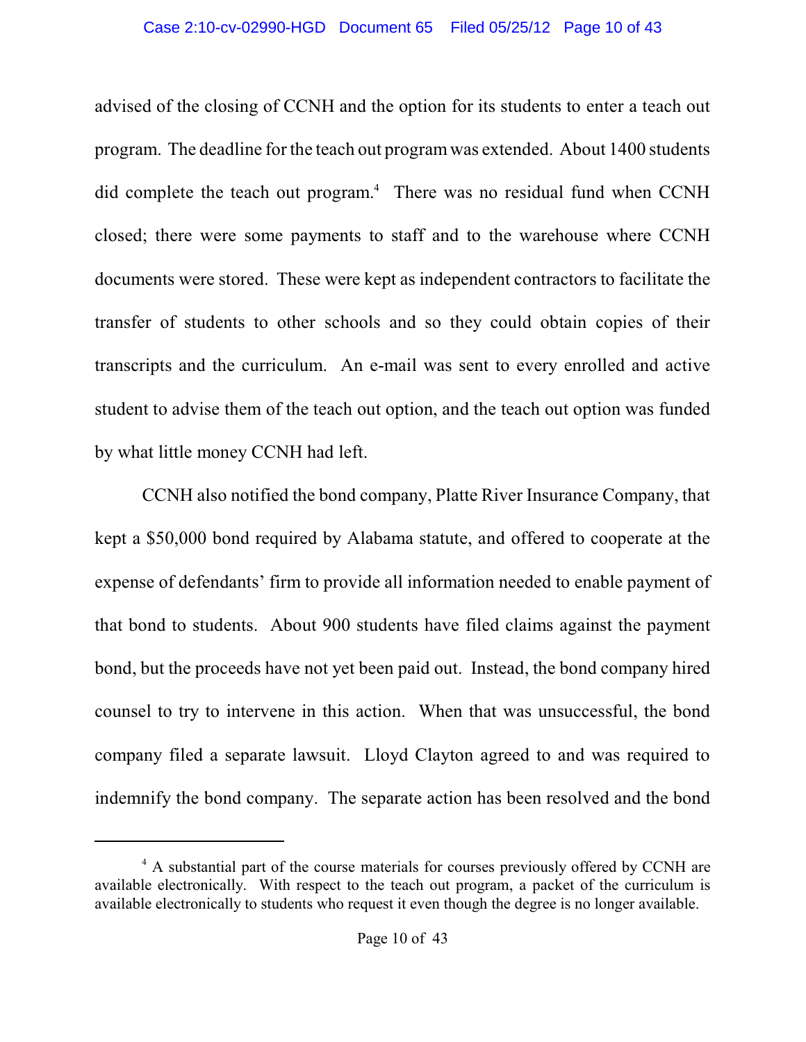advised of the closing of CCNH and the option for its students to enter a teach out program. The deadline for the teach out program was extended. About 1400 students did complete the teach out program.[4] There was no residual fund when CCNH closed; there were some payments to staff and to the warehouse where CCNH documents were stored. These were kept as independent contractors to facilitate the transfer of students to other schools and so they could obtain copies of their transcripts and the curriculum. An e-mail was sent to every enrolled and active student to advise them of the teach out option, and the teach out option was funded by what little money CCNH had left.

CCNH also notified the bond company, Platte River Insurance Company, that kept a $50,000 bond required by Alabama statute, and offered to cooperate at the expense of defendants' firm to provide all information needed to enable payment of that bond to students. About 900 students have filed claims against the payment bond, but the proceeds have not yet been paid out. Instead, the bond company hired counsel to try to intervene in this action. When that was unsuccessful, the bond company filed a separate lawsuit. Lloyd Clayton agreed to and was required to indemnify the bond company. The separate action has been resolved and the bond

---

[4] A substantial part of the course materials for courses previously offered by CCNH are available electronically. With respect to the teach out program, a packet of the curriculum is available electronically to students who request it even though the degree is no longer available.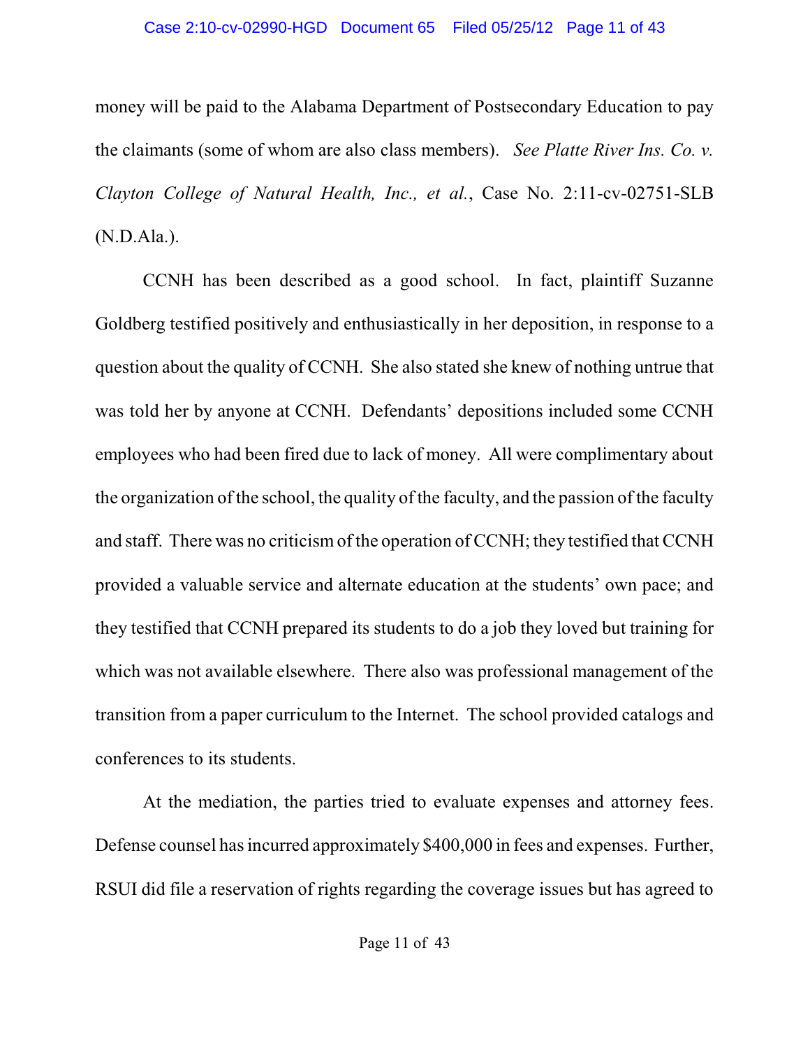money will be paid to the Alabama Department of Postsecondary Education to pay the claimants (some of whom are also class members). *See Platte River Ins. Co. v. Clayton College of Natural Health, Inc., et al.*, Case No. 2:11-cv-02751-SLB (N.D.Ala.).

CCNH has been described as a good school. In fact, plaintiff Suzanne Goldberg testified positively and enthusiastically in her deposition, in response to a question about the quality of CCNH. She also stated she knew of nothing untrue that was told her by anyone at CCNH. Defendants' depositions included some CCNH employees who had been fired due to lack of money. All were complimentary about the organization of the school, the quality of the faculty, and the passion of the faculty and staff. There was no criticism of the operation of CCNH; they testified that CCNH provided a valuable service and alternate education at the students' own pace; and they testified that CCNH prepared its students to do a job they loved but training for which was not available elsewhere. There also was professional management of the transition from a paper curriculum to the Internet. The school provided catalogs and conferences to its students.

At the mediation, the parties tried to evaluate expenses and attorney fees. Defense counsel has incurred approximately $400,000 in fees and expenses. Further, RSUI did file a reservation of rights regarding the coverage issues but has agreed to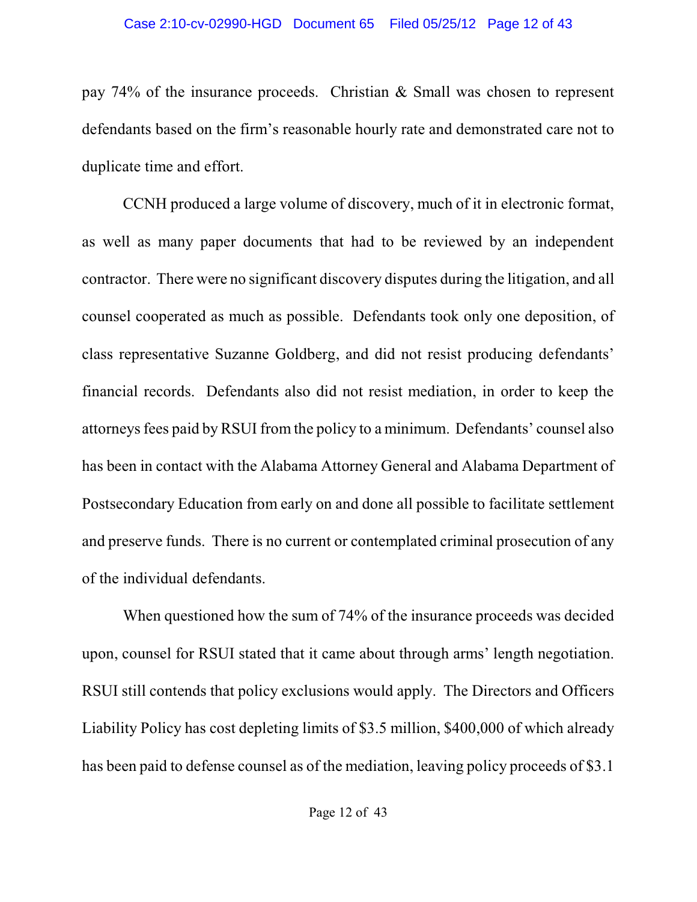pay 74% of the insurance proceeds. Christian & Small was chosen to represent defendants based on the firm's reasonable hourly rate and demonstrated care not to duplicate time and effort.

CCNH produced a large volume of discovery, much of it in electronic format, as well as many paper documents that had to be reviewed by an independent contractor. There were no significant discovery disputes during the litigation, and all counsel cooperated as much as possible. Defendants took only one deposition, of class representative Suzanne Goldberg, and did not resist producing defendants' financial records. Defendants also did not resist mediation, in order to keep the attorneys fees paid by RSUI from the policy to a minimum. Defendants' counsel also has been in contact with the Alabama Attorney General and Alabama Department of Postsecondary Education from early on and done all possible to facilitate settlement and preserve funds. There is no current or contemplated criminal prosecution of any of the individual defendants.

When questioned how the sum of 74% of the insurance proceeds was decided upon, counsel for RSUI stated that it came about through arms' length negotiation. RSUI still contends that policy exclusions would apply. The Directors and Officers Liability Policy has cost depleting limits of $3.5 million, $400,000 of which already has been paid to defense counsel as of the mediation, leaving policy proceeds of $3.1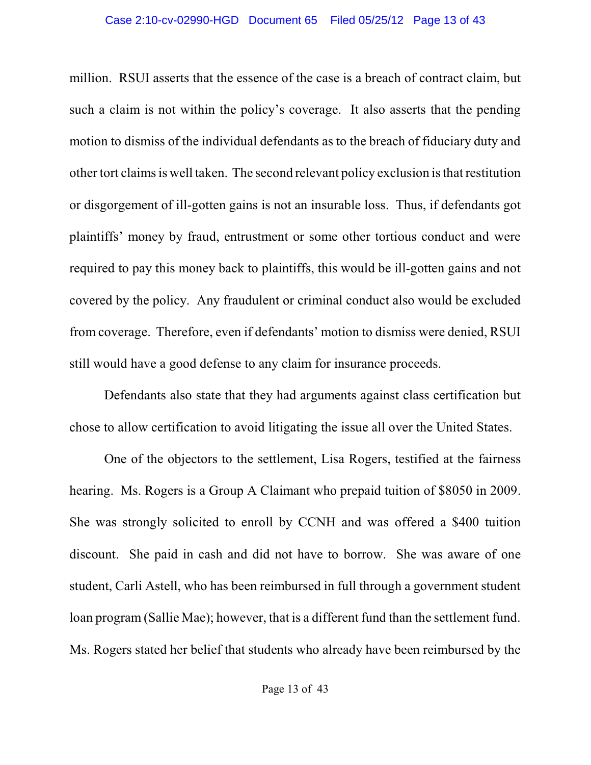million. RSUI asserts that the essence of the case is a breach of contract claim, but such a claim is not within the policy's coverage. It also asserts that the pending motion to dismiss of the individual defendants as to the breach of fiduciary duty and other tort claims is well taken. The second relevant policy exclusion is that restitution or disgorgement of ill-gotten gains is not an insurable loss. Thus, if defendants got plaintiffs' money by fraud, entrustment or some other tortious conduct and were required to pay this money back to plaintiffs, this would be ill-gotten gains and not covered by the policy. Any fraudulent or criminal conduct also would be excluded from coverage. Therefore, even if defendants' motion to dismiss were denied, RSUI still would have a good defense to any claim for insurance proceeds.

Defendants also state that they had arguments against class certification but chose to allow certification to avoid litigating the issue all over the United States.

One of the objectors to the settlement, Lisa Rogers, testified at the fairness hearing. Ms. Rogers is a Group A Claimant who prepaid tuition of $8050 in 2009. She was strongly solicited to enroll by CCNH and was offered a $400 tuition discount. She paid in cash and did not have to borrow. She was aware of one student, Carli Astell, who has been reimbursed in full through a government student loan program (Sallie Mae); however, that is a different fund than the settlement fund. Ms. Rogers stated her belief that students who already have been reimbursed by the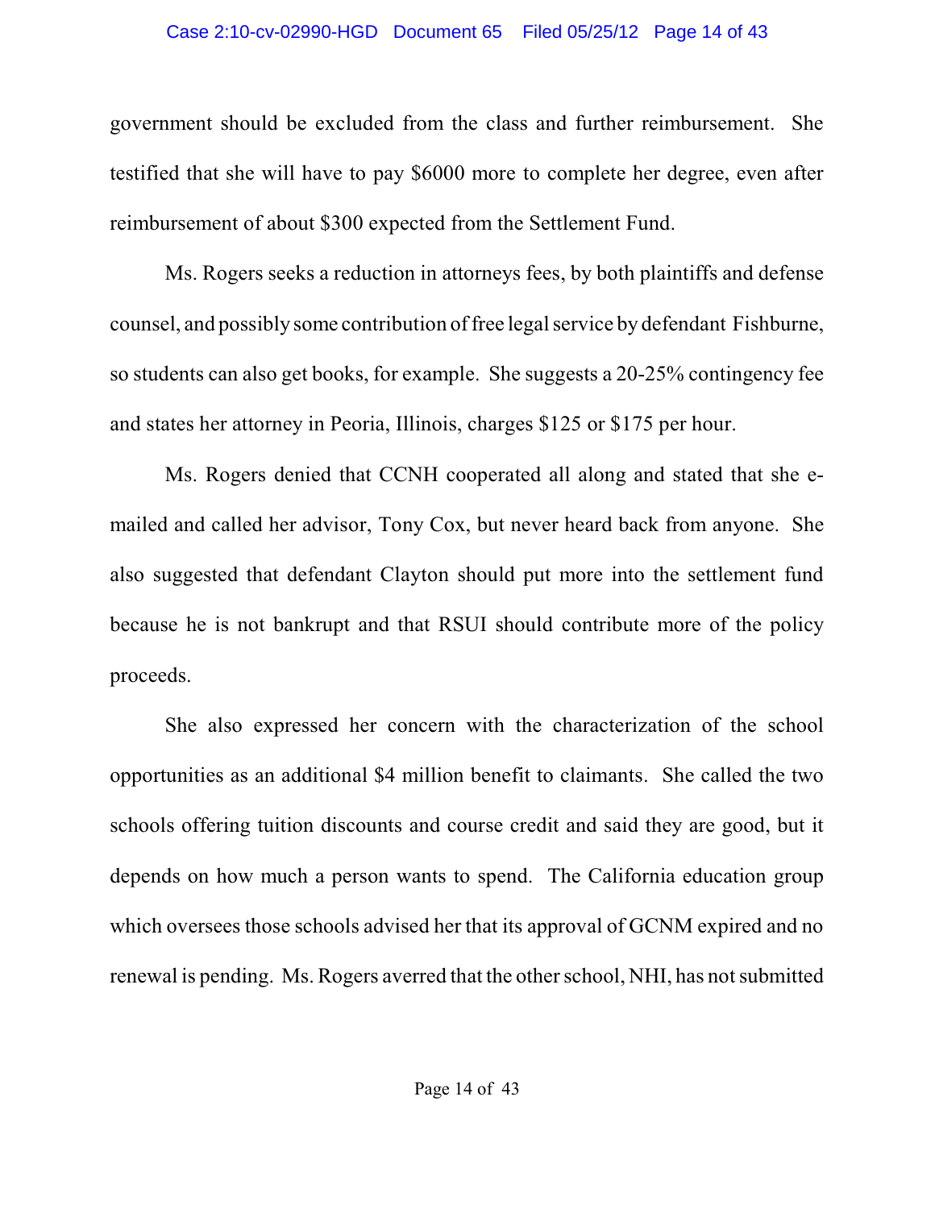government should be excluded from the class and further reimbursement. She testified that she will have to pay $6000 more to complete her degree, even after reimbursement of about $300 expected from the Settlement Fund.

Ms. Rogers seeks a reduction in attorneys fees, by both plaintiffs and defense counsel, and possibly some contribution of free legal service by defendant Fishburne, so students can also get books, for example. She suggests a 20-25% contingency fee and states her attorney in Peoria, Illinois, charges $125 or $175 per hour.

Ms. Rogers denied that CCNH cooperated all along and stated that she e-mailed and called her advisor, Tony Cox, but never heard back from anyone. She also suggested that defendant Clayton should put more into the settlement fund because he is not bankrupt and that RSUI should contribute more of the policy proceeds.

She also expressed her concern with the characterization of the school opportunities as an additional $4 million benefit to claimants. She called the two schools offering tuition discounts and course credit and said they are good, but it depends on how much a person wants to spend. The California education group which oversees those schools advised her that its approval of GCNM expired and no renewal is pending. Ms. Rogers averred that the other school, NHI, has not submitted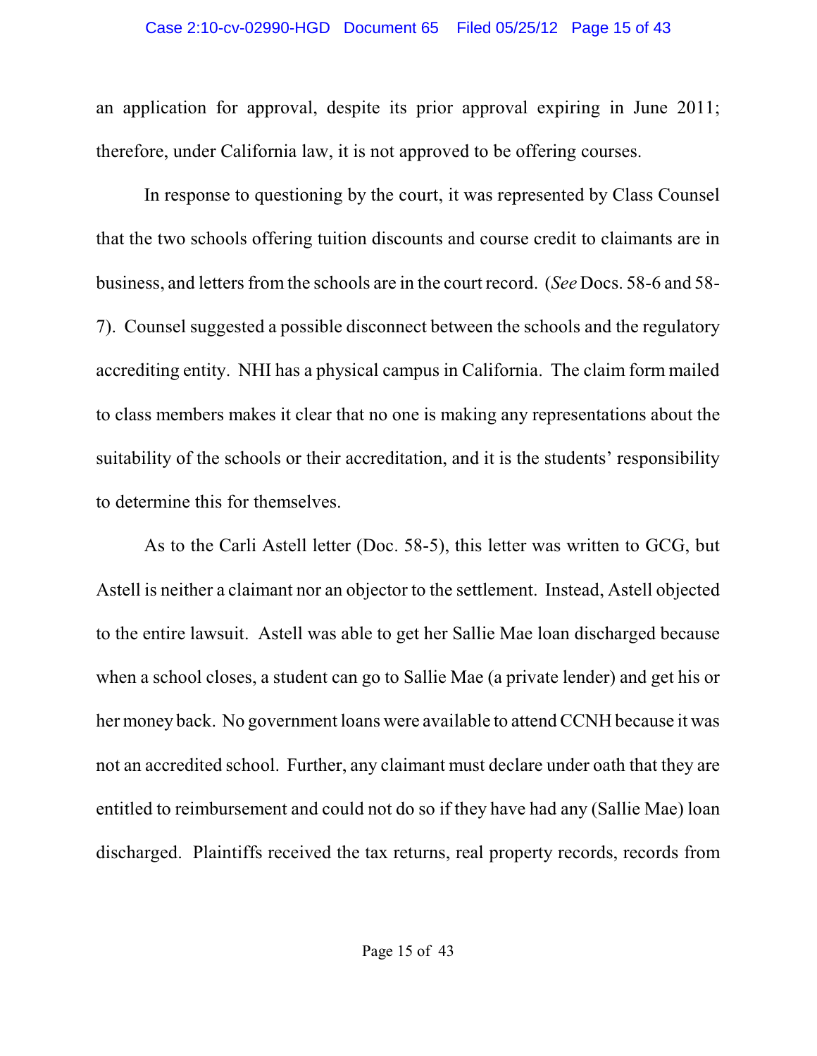an application for approval, despite its prior approval expiring in June 2011; therefore, under California law, it is not approved to be offering courses.

In response to questioning by the court, it was represented by Class Counsel that the two schools offering tuition discounts and course credit to claimants are in business, and letters from the schools are in the court record. (*See* Docs. 58-6 and 58-7). Counsel suggested a possible disconnect between the schools and the regulatory accrediting entity. NHI has a physical campus in California. The claim form mailed to class members makes it clear that no one is making any representations about the suitability of the schools or their accreditation, and it is the students' responsibility to determine this for themselves.

As to the Carli Astell letter (Doc. 58-5), this letter was written to GCG, but Astell is neither a claimant nor an objector to the settlement. Instead, Astell objected to the entire lawsuit. Astell was able to get her Sallie Mae loan discharged because when a school closes, a student can go to Sallie Mae (a private lender) and get his or her money back. No government loans were available to attend CCNH because it was not an accredited school. Further, any claimant must declare under oath that they are entitled to reimbursement and could not do so if they have had any (Sallie Mae) loan discharged. Plaintiffs received the tax returns, real property records, records from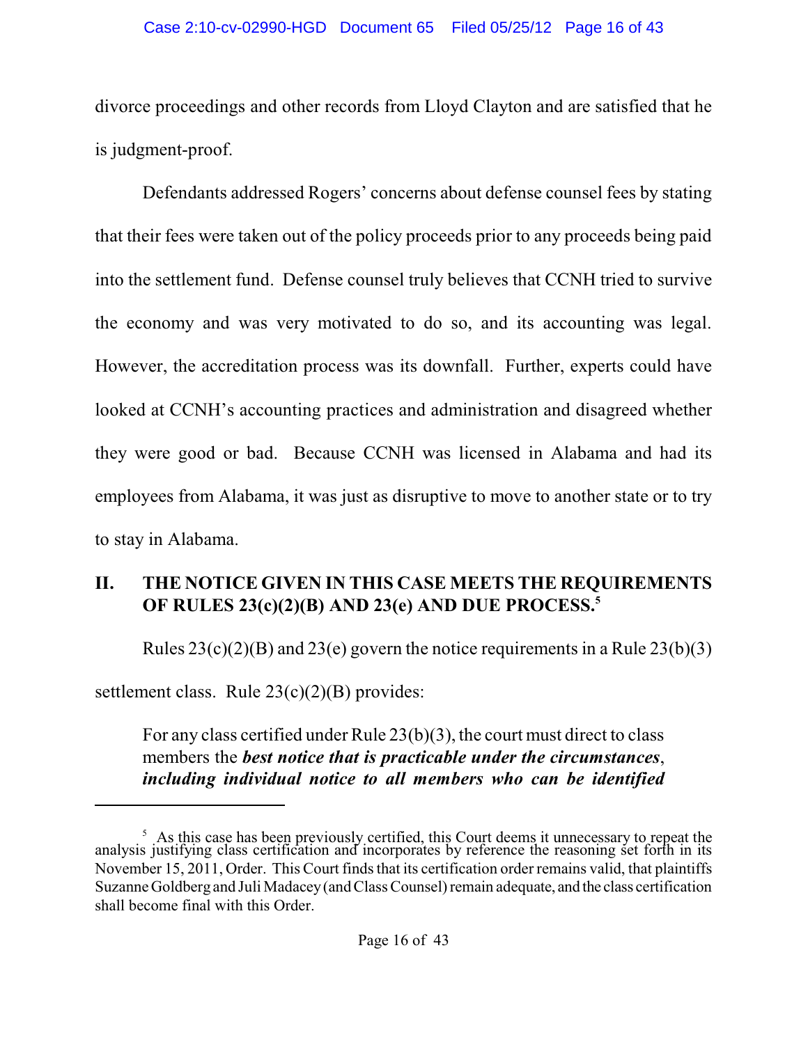divorce proceedings and other records from Lloyd Clayton and are satisfied that he is judgment-proof.

Defendants addressed Rogers' concerns about defense counsel fees by stating that their fees were taken out of the policy proceeds prior to any proceeds being paid into the settlement fund. Defense counsel truly believes that CCNH tried to survive the economy and was very motivated to do so, and its accounting was legal. However, the accreditation process was its downfall. Further, experts could have looked at CCNH's accounting practices and administration and disagreed whether they were good or bad. Because CCNH was licensed in Alabama and had its employees from Alabama, it was just as disruptive to move to another state or to try to stay in Alabama.

## II. THE NOTICE GIVEN IN THIS CASE MEETS THE REQUIREMENTS OF RULES 23(c)(2)(B) AND 23(e) AND DUE PROCESS.[5]

Rules 23(c)(2)(B) and 23(e) govern the notice requirements in a Rule 23(b)(3) settlement class. Rule 23(c)(2)(B) provides:

> For any class certified under Rule 23(b)(3), the court must direct to class members the ***best notice that is practicable under the circumstances***, ***including individual notice to all members who can be identified***

---

[5] As this case has been previously certified, this Court deems it unnecessary to repeat the analysis justifying class certification and incorporates by reference the reasoning set forth in its November 15, 2011, Order. This Court finds that its certification order remains valid, that plaintiffs Suzanne Goldberg and Juli Madacey (and Class Counsel) remain adequate, and the class certification shall become final with this Order.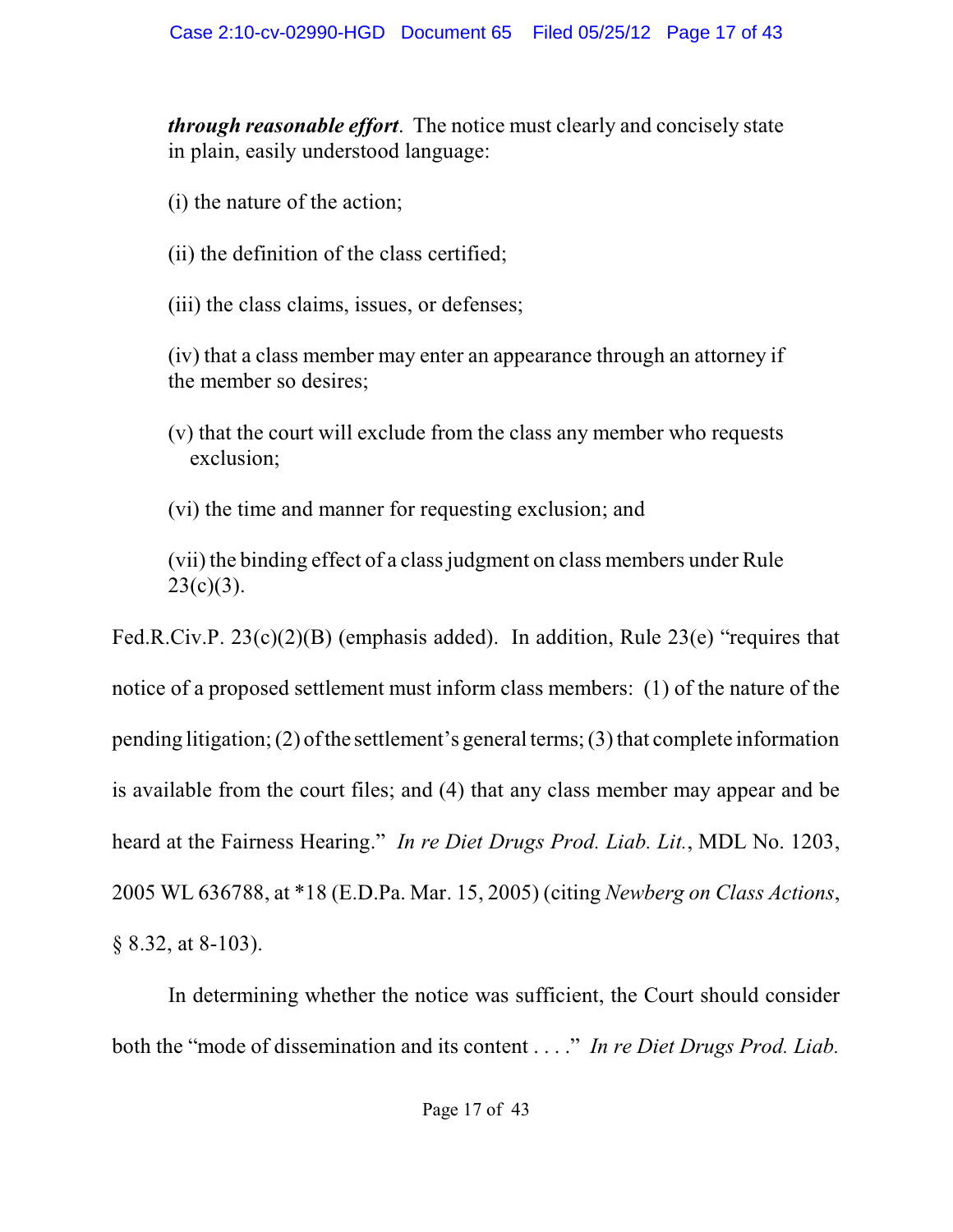> ***through reasonable effort***. The notice must clearly and concisely state in plain, easily understood language:
>
> (i) the nature of the action;
>
> (ii) the definition of the class certified;
>
> (iii) the class claims, issues, or defenses;
>
> (iv) that a class member may enter an appearance through an attorney if the member so desires;
>
> (v) that the court will exclude from the class any member who requests exclusion;
>
> (vi) the time and manner for requesting exclusion; and
>
> (vii) the binding effect of a class judgment on class members under Rule 23(c)(3).

Fed.R.Civ.P. 23(c)(2)(B) (emphasis added). In addition, Rule 23(e) "requires that notice of a proposed settlement must inform class members: (1) of the nature of the pending litigation; (2) of the settlement's general terms; (3) that complete information is available from the court files; and (4) that any class member may appear and be heard at the Fairness Hearing." *In re Diet Drugs Prod. Liab. Lit.*, MDL No. 1203, 2005 WL 636788, at *18 (E.D.Pa. Mar. 15, 2005) (citing *Newberg on Class Actions*, § 8.32, at 8-103).

In determining whether the notice was sufficient, the Court should consider both the "mode of dissemination and its content . . . ." *In re Diet Drugs Prod. Liab.*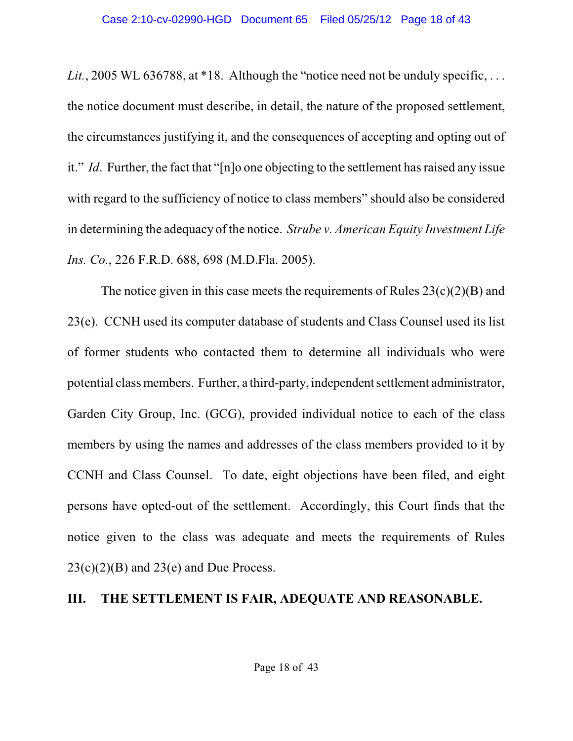*Lit.*, 2005 WL 636788, at *18. Although the "notice need not be unduly specific, . . . the notice document must describe, in detail, the nature of the proposed settlement, the circumstances justifying it, and the consequences of accepting and opting out of it." *Id*. Further, the fact that "[n]o one objecting to the settlement has raised any issue with regard to the sufficiency of notice to class members" should also be considered in determining the adequacy of the notice. *Strube v. American Equity Investment Life Ins. Co.*, 226 F.R.D. 688, 698 (M.D.Fla. 2005).

The notice given in this case meets the requirements of Rules 23(c)(2)(B) and 23(e). CCNH used its computer database of students and Class Counsel used its list of former students who contacted them to determine all individuals who were potential class members. Further, a third-party, independent settlement administrator, Garden City Group, Inc. (GCG), provided individual notice to each of the class members by using the names and addresses of the class members provided to it by CCNH and Class Counsel. To date, eight objections have been filed, and eight persons have opted-out of the settlement. Accordingly, this Court finds that the notice given to the class was adequate and meets the requirements of Rules 23(c)(2)(B) and 23(e) and Due Process.

## III. THE SETTLEMENT IS FAIR, ADEQUATE AND REASONABLE.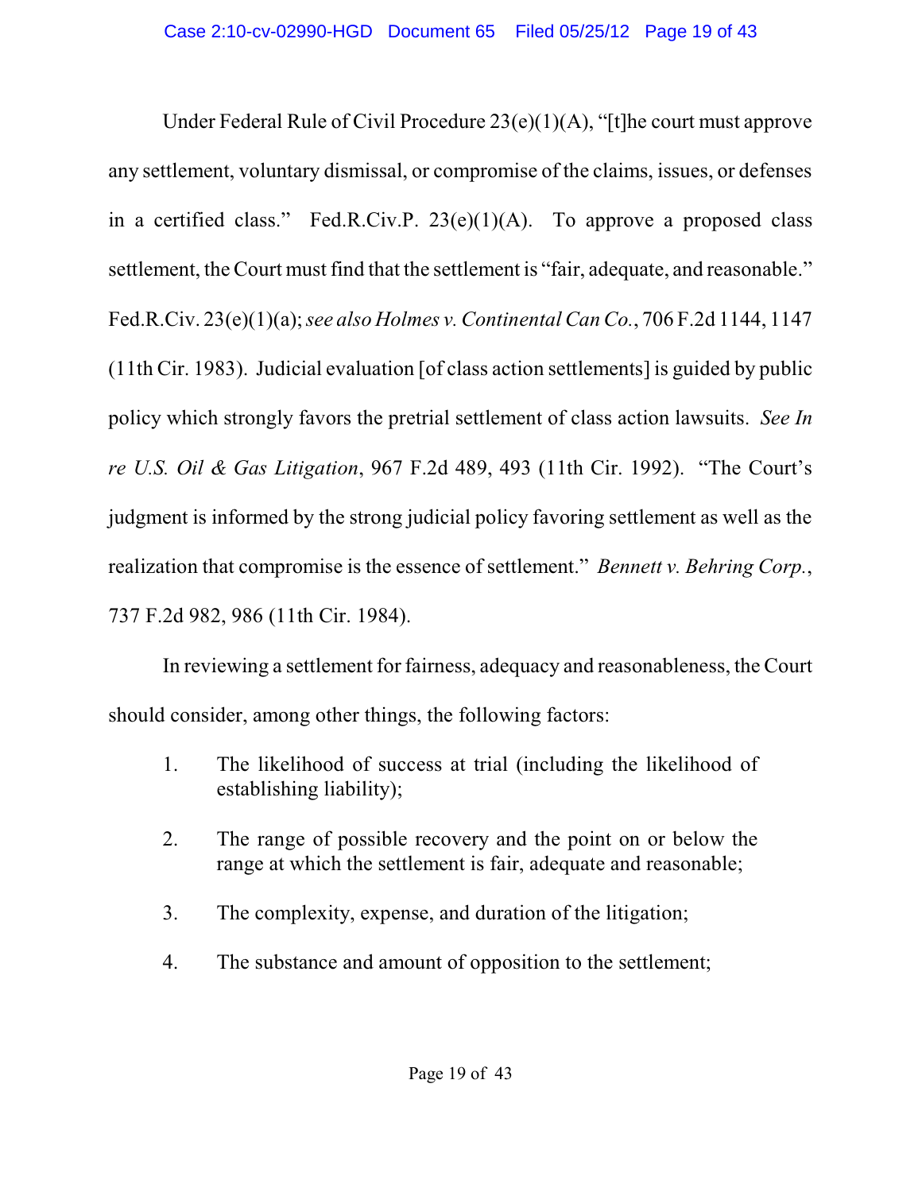Under Federal Rule of Civil Procedure 23(e)(1)(A), "[t]he court must approve any settlement, voluntary dismissal, or compromise of the claims, issues, or defenses in a certified class." Fed.R.Civ.P. 23(e)(1)(A). To approve a proposed class settlement, the Court must find that the settlement is "fair, adequate, and reasonable." Fed.R.Civ. 23(e)(1)(a); *see also Holmes v. Continental Can Co.*, 706 F.2d 1144, 1147 (11th Cir. 1983). Judicial evaluation [of class action settlements] is guided by public policy which strongly favors the pretrial settlement of class action lawsuits. *See In re U.S. Oil & Gas Litigation*, 967 F.2d 489, 493 (11th Cir. 1992). "The Court's judgment is informed by the strong judicial policy favoring settlement as well as the realization that compromise is the essence of settlement." *Bennett v. Behring Corp.*, 737 F.2d 982, 986 (11th Cir. 1984).

In reviewing a settlement for fairness, adequacy and reasonableness, the Court should consider, among other things, the following factors:

1. The likelihood of success at trial (including the likelihood of establishing liability);

2. The range of possible recovery and the point on or below the range at which the settlement is fair, adequate and reasonable;

3. The complexity, expense, and duration of the litigation;

4. The substance and amount of opposition to the settlement;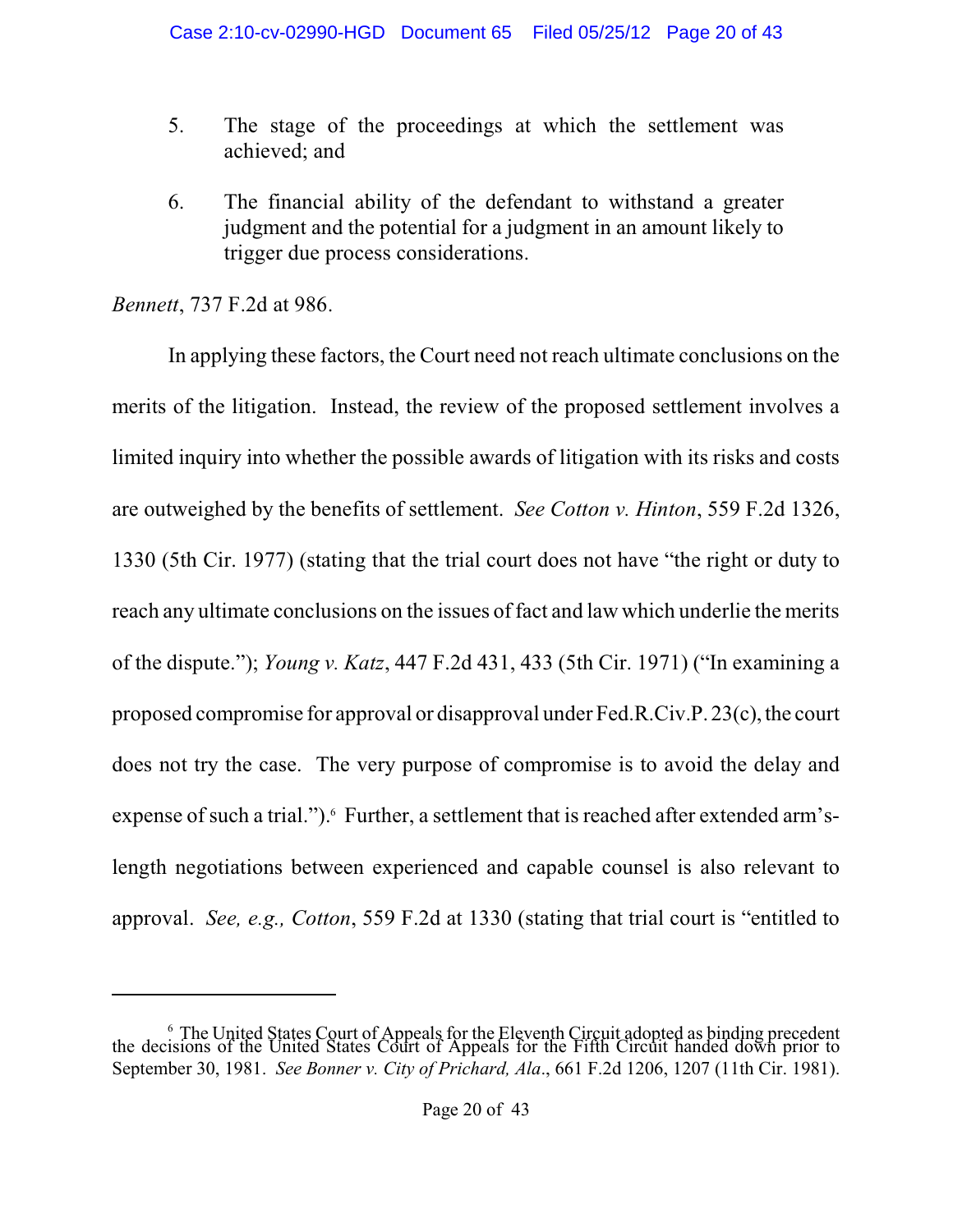5. The stage of the proceedings at which the settlement was achieved; and

6. The financial ability of the defendant to withstand a greater judgment and the potential for a judgment in an amount likely to trigger due process considerations.

*Bennett*, 737 F.2d at 986.

In applying these factors, the Court need not reach ultimate conclusions on the merits of the litigation. Instead, the review of the proposed settlement involves a limited inquiry into whether the possible awards of litigation with its risks and costs are outweighed by the benefits of settlement. *See Cotton v. Hinton*, 559 F.2d 1326, 1330 (5th Cir. 1977) (stating that the trial court does not have "the right or duty to reach any ultimate conclusions on the issues of fact and law which underlie the merits of the dispute."); *Young v. Katz*, 447 F.2d 431, 433 (5th Cir. 1971) ("In examining a proposed compromise for approval or disapproval under Fed.R.Civ.P. 23(c), the court does not try the case. The very purpose of compromise is to avoid the delay and expense of such a trial.").[6] Further, a settlement that is reached after extended arm's-length negotiations between experienced and capable counsel is also relevant to approval. *See, e.g., Cotton*, 559 F.2d at 1330 (stating that trial court is "entitled to

---

[6] The United States Court of Appeals for the Eleventh Circuit adopted as binding precedent the decisions of the United States Court of Appeals for the Fifth Circuit handed down prior to September 30, 1981. *See Bonner v. City of Prichard, Ala*., 661 F.2d 1206, 1207 (11th Cir. 1981).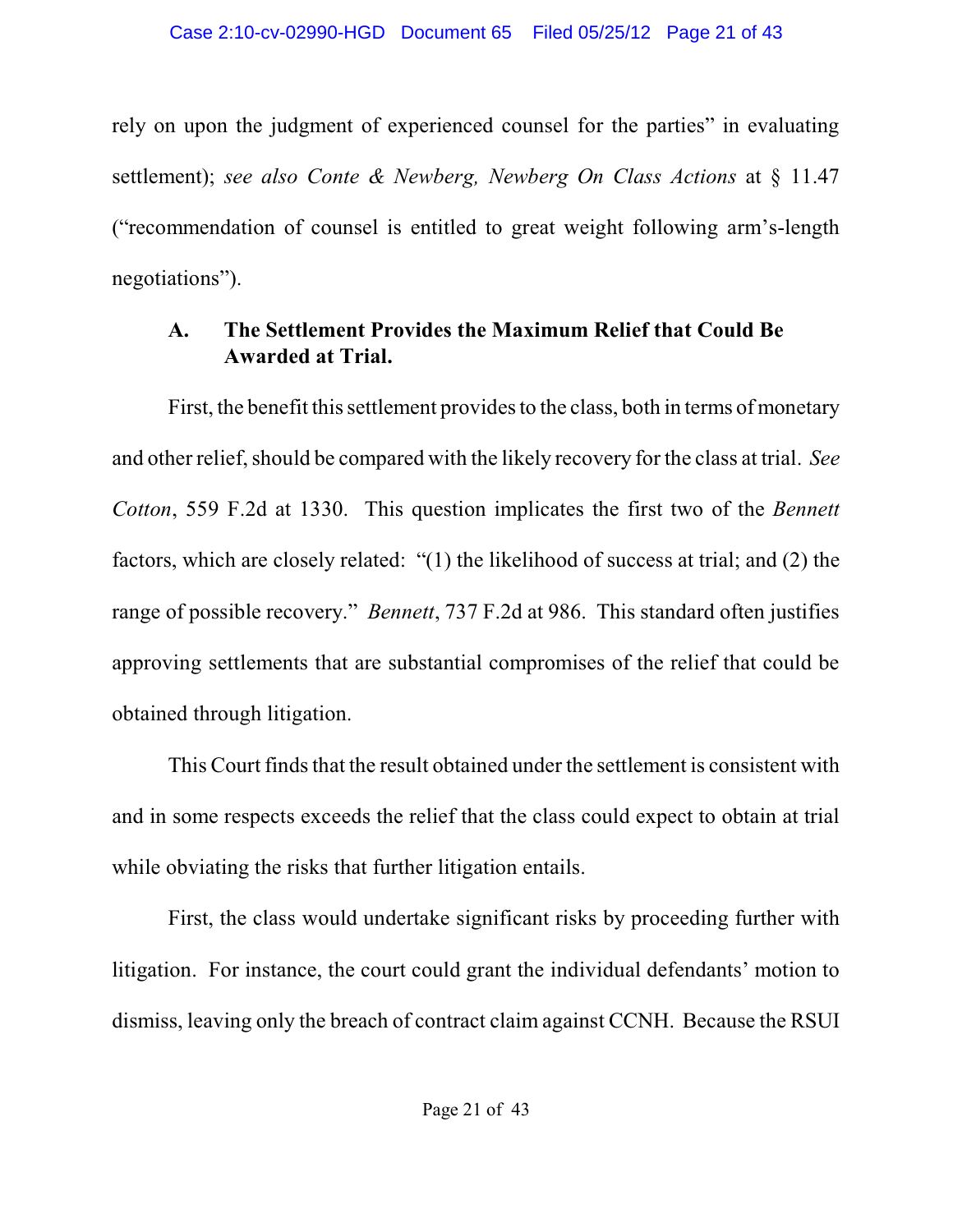rely on upon the judgment of experienced counsel for the parties" in evaluating settlement); *see also Conte & Newberg, Newberg On Class Actions* at § 11.47 ("recommendation of counsel is entitled to great weight following arm's-length negotiations").

### A. The Settlement Provides the Maximum Relief that Could Be Awarded at Trial.

First, the benefit this settlement provides to the class, both in terms of monetary and other relief, should be compared with the likely recovery for the class at trial. *See Cotton*, 559 F.2d at 1330. This question implicates the first two of the *Bennett* factors, which are closely related: "(1) the likelihood of success at trial; and (2) the range of possible recovery." *Bennett*, 737 F.2d at 986. This standard often justifies approving settlements that are substantial compromises of the relief that could be obtained through litigation.

This Court finds that the result obtained under the settlement is consistent with and in some respects exceeds the relief that the class could expect to obtain at trial while obviating the risks that further litigation entails.

First, the class would undertake significant risks by proceeding further with litigation. For instance, the court could grant the individual defendants' motion to dismiss, leaving only the breach of contract claim against CCNH. Because the RSUI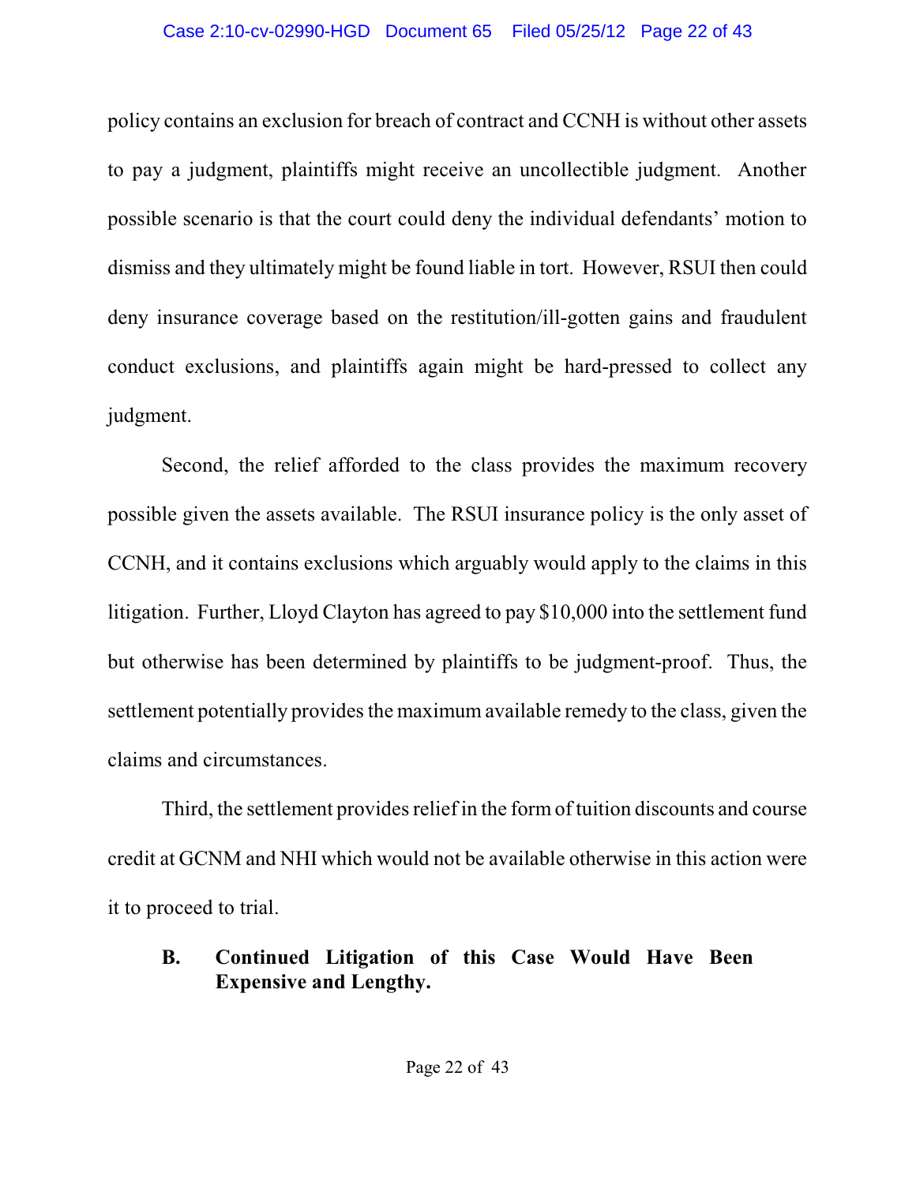policy contains an exclusion for breach of contract and CCNH is without other assets to pay a judgment, plaintiffs might receive an uncollectible judgment. Another possible scenario is that the court could deny the individual defendants' motion to dismiss and they ultimately might be found liable in tort. However, RSUI then could deny insurance coverage based on the restitution/ill-gotten gains and fraudulent conduct exclusions, and plaintiffs again might be hard-pressed to collect any judgment.

Second, the relief afforded to the class provides the maximum recovery possible given the assets available. The RSUI insurance policy is the only asset of CCNH, and it contains exclusions which arguably would apply to the claims in this litigation. Further, Lloyd Clayton has agreed to pay $10,000 into the settlement fund but otherwise has been determined by plaintiffs to be judgment-proof. Thus, the settlement potentially provides the maximum available remedy to the class, given the claims and circumstances.

Third, the settlement provides relief in the form of tuition discounts and course credit at GCNM and NHI which would not be available otherwise in this action were it to proceed to trial.

### B. Continued Litigation of this Case Would Have Been Expensive and Lengthy.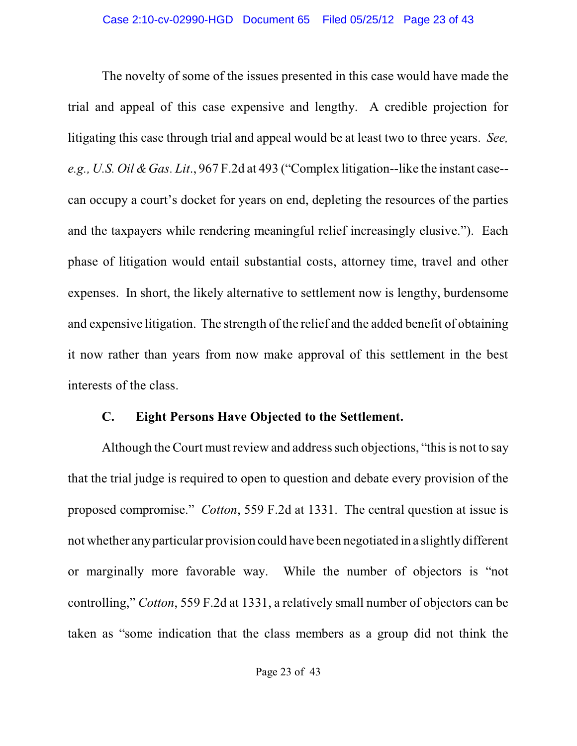The novelty of some of the issues presented in this case would have made the trial and appeal of this case expensive and lengthy. A credible projection for litigating this case through trial and appeal would be at least two to three years. *See, e.g., U.S. Oil & Gas. Lit*., 967 F.2d at 493 ("Complex litigation--like the instant case--can occupy a court's docket for years on end, depleting the resources of the parties and the taxpayers while rendering meaningful relief increasingly elusive."). Each phase of litigation would entail substantial costs, attorney time, travel and other expenses. In short, the likely alternative to settlement now is lengthy, burdensome and expensive litigation. The strength of the relief and the added benefit of obtaining it now rather than years from now make approval of this settlement in the best interests of the class.

### C. Eight Persons Have Objected to the Settlement.

Although the Court must review and address such objections, "this is not to say that the trial judge is required to open to question and debate every provision of the proposed compromise." *Cotton*, 559 F.2d at 1331. The central question at issue is not whether any particular provision could have been negotiated in a slightly different or marginally more favorable way. While the number of objectors is "not controlling," *Cotton*, 559 F.2d at 1331, a relatively small number of objectors can be taken as "some indication that the class members as a group did not think the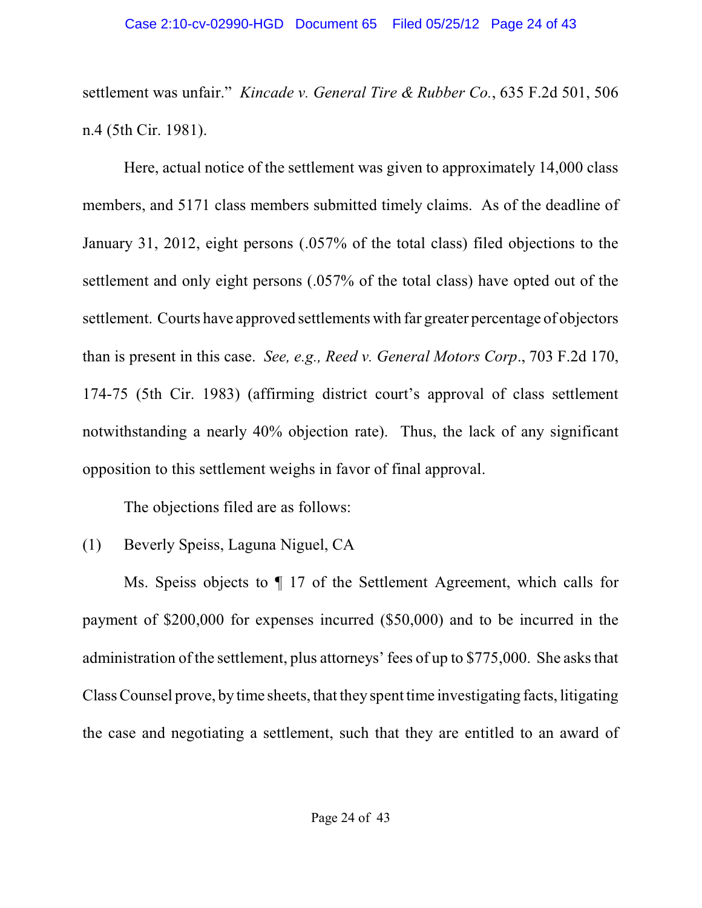settlement was unfair." *Kincade v. General Tire & Rubber Co.*, 635 F.2d 501, 506 n.4 (5th Cir. 1981).

Here, actual notice of the settlement was given to approximately 14,000 class members, and 5171 class members submitted timely claims. As of the deadline of January 31, 2012, eight persons (.057% of the total class) filed objections to the settlement and only eight persons (.057% of the total class) have opted out of the settlement. Courts have approved settlements with far greater percentage of objectors than is present in this case. *See, e.g., Reed v. General Motors Corp*., 703 F.2d 170, 174-75 (5th Cir. 1983) (affirming district court's approval of class settlement notwithstanding a nearly 40% objection rate). Thus, the lack of any significant opposition to this settlement weighs in favor of final approval.

The objections filed are as follows:

(1) Beverly Speiss, Laguna Niguel, CA

Ms. Speiss objects to ¶ 17 of the Settlement Agreement, which calls for payment of $200,000 for expenses incurred ($50,000) and to be incurred in the administration of the settlement, plus attorneys' fees of up to $775,000. She asks that Class Counsel prove, by time sheets, that they spent time investigating facts, litigating the case and negotiating a settlement, such that they are entitled to an award of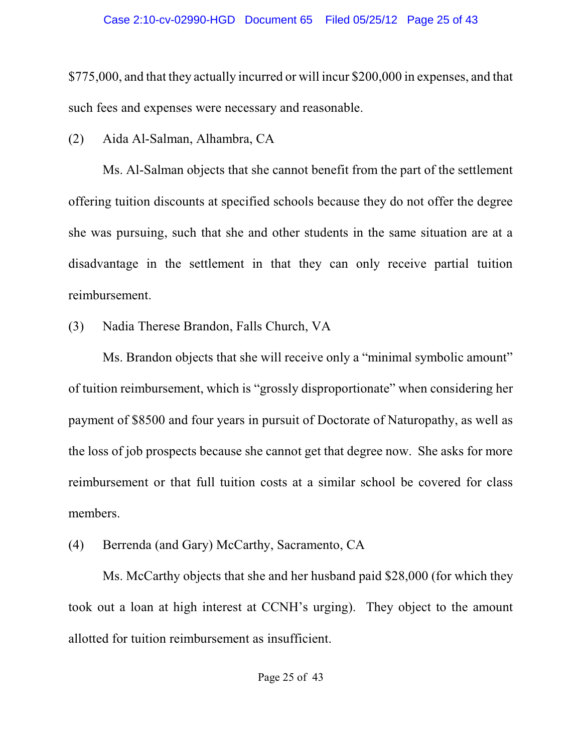$775,000, and that they actually incurred or will incur $200,000 in expenses, and that such fees and expenses were necessary and reasonable.

(2) Aida Al-Salman, Alhambra, CA

Ms. Al-Salman objects that she cannot benefit from the part of the settlement offering tuition discounts at specified schools because they do not offer the degree she was pursuing, such that she and other students in the same situation are at a disadvantage in the settlement in that they can only receive partial tuition reimbursement.

(3) Nadia Therese Brandon, Falls Church, VA

Ms. Brandon objects that she will receive only a "minimal symbolic amount" of tuition reimbursement, which is "grossly disproportionate" when considering her payment of $8500 and four years in pursuit of Doctorate of Naturopathy, as well as the loss of job prospects because she cannot get that degree now. She asks for more reimbursement or that full tuition costs at a similar school be covered for class members.

(4) Berrenda (and Gary) McCarthy, Sacramento, CA

Ms. McCarthy objects that she and her husband paid $28,000 (for which they took out a loan at high interest at CCNH's urging). They object to the amount allotted for tuition reimbursement as insufficient.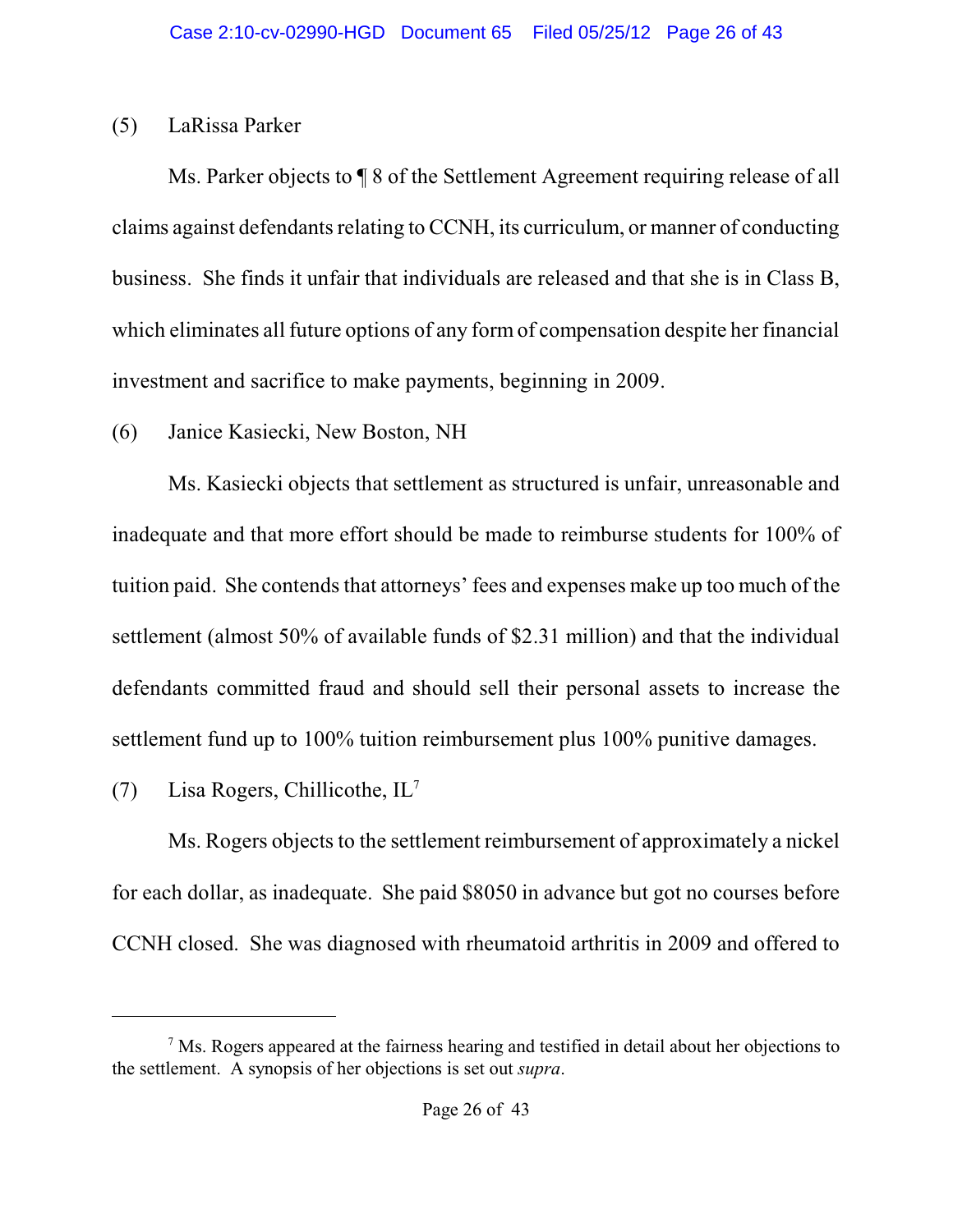(5) LaRissa Parker

Ms. Parker objects to ¶ 8 of the Settlement Agreement requiring release of all claims against defendants relating to CCNH, its curriculum, or manner of conducting business. She finds it unfair that individuals are released and that she is in Class B, which eliminates all future options of any form of compensation despite her financial investment and sacrifice to make payments, beginning in 2009.

(6) Janice Kasiecki, New Boston, NH

Ms. Kasiecki objects that settlement as structured is unfair, unreasonable and inadequate and that more effort should be made to reimburse students for 100% of tuition paid. She contends that attorneys' fees and expenses make up too much of the settlement (almost 50% of available funds of $2.31 million) and that the individual defendants committed fraud and should sell their personal assets to increase the settlement fund up to 100% tuition reimbursement plus 100% punitive damages.

(7) Lisa Rogers, Chillicothe, IL[7]

Ms. Rogers objects to the settlement reimbursement of approximately a nickel for each dollar, as inadequate. She paid $8050 in advance but got no courses before CCNH closed. She was diagnosed with rheumatoid arthritis in 2009 and offered to

[7] Ms. Rogers appeared at the fairness hearing and testified in detail about her objections to the settlement. A synopsis of her objections is set out *supra*.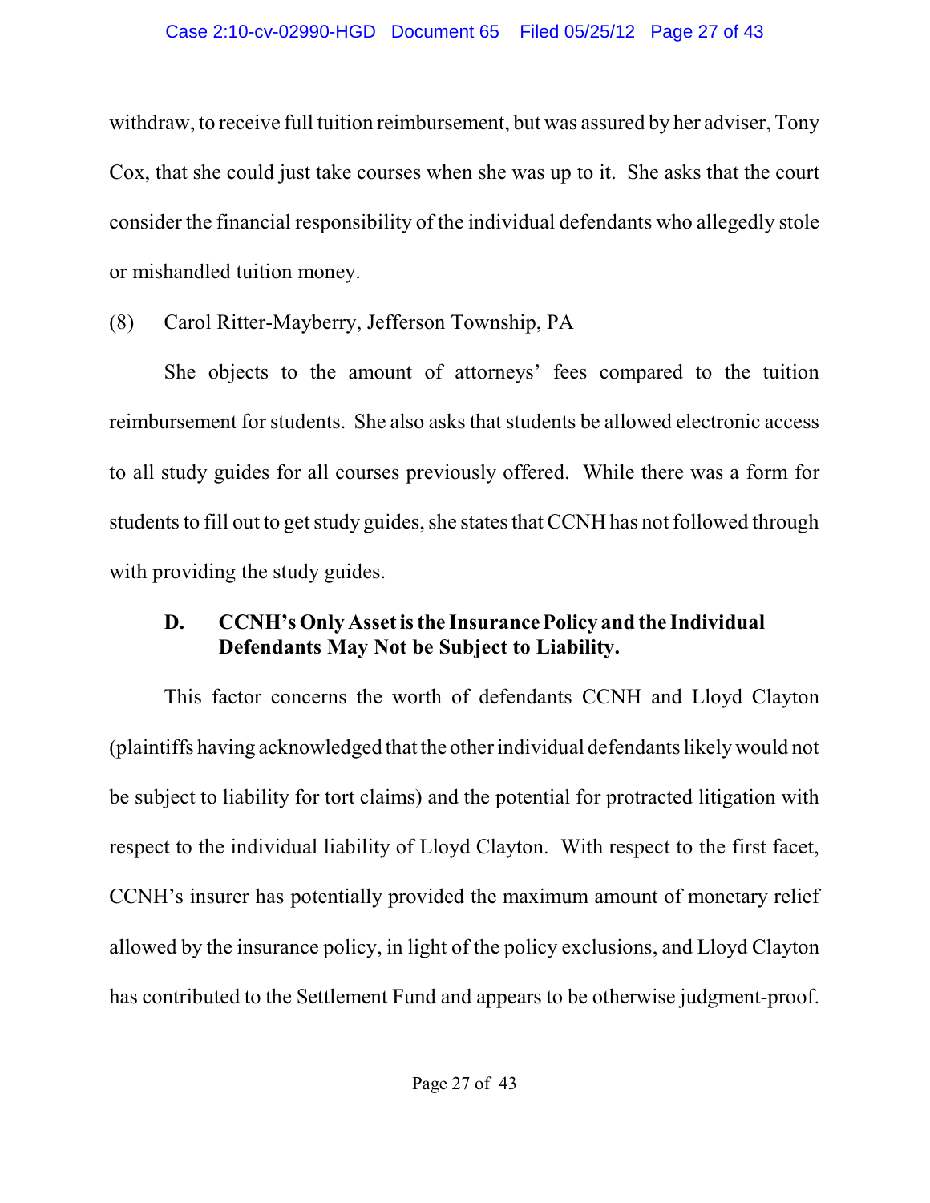withdraw, to receive full tuition reimbursement, but was assured by her adviser, Tony Cox, that she could just take courses when she was up to it. She asks that the court consider the financial responsibility of the individual defendants who allegedly stole or mishandled tuition money.

(8) Carol Ritter-Mayberry, Jefferson Township, PA

She objects to the amount of attorneys' fees compared to the tuition reimbursement for students. She also asks that students be allowed electronic access to all study guides for all courses previously offered. While there was a form for students to fill out to get study guides, she states that CCNH has not followed through with providing the study guides.

### D. CCNH's Only Asset is the Insurance Policy and the Individual Defendants May Not be Subject to Liability.

This factor concerns the worth of defendants CCNH and Lloyd Clayton (plaintiffs having acknowledged that the other individual defendants likely would not be subject to liability for tort claims) and the potential for protracted litigation with respect to the individual liability of Lloyd Clayton. With respect to the first facet, CCNH's insurer has potentially provided the maximum amount of monetary relief allowed by the insurance policy, in light of the policy exclusions, and Lloyd Clayton has contributed to the Settlement Fund and appears to be otherwise judgment-proof.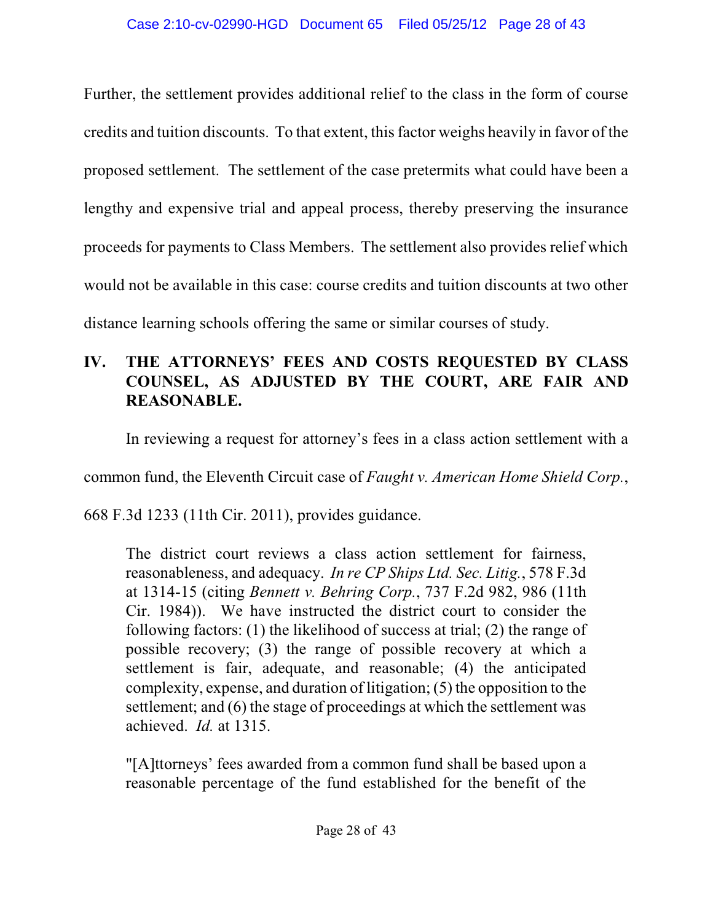Further, the settlement provides additional relief to the class in the form of course credits and tuition discounts. To that extent, this factor weighs heavily in favor of the proposed settlement. The settlement of the case pretermits what could have been a lengthy and expensive trial and appeal process, thereby preserving the insurance proceeds for payments to Class Members. The settlement also provides relief which would not be available in this case: course credits and tuition discounts at two other distance learning schools offering the same or similar courses of study.

## IV. THE ATTORNEYS' FEES AND COSTS REQUESTED BY CLASS COUNSEL, AS ADJUSTED BY THE COURT, ARE FAIR AND REASONABLE.

In reviewing a request for attorney's fees in a class action settlement with a common fund, the Eleventh Circuit case of *Faught v. American Home Shield Corp.*, 668 F.3d 1233 (11th Cir. 2011), provides guidance.

> The district court reviews a class action settlement for fairness, reasonableness, and adequacy. *In re CP Ships Ltd. Sec. Litig.*, 578 F.3d at 1314-15 (citing *Bennett v. Behring Corp.*, 737 F.2d 982, 986 (11th Cir. 1984)). We have instructed the district court to consider the following factors: (1) the likelihood of success at trial; (2) the range of possible recovery; (3) the range of possible recovery at which a settlement is fair, adequate, and reasonable; (4) the anticipated complexity, expense, and duration of litigation; (5) the opposition to the settlement; and (6) the stage of proceedings at which the settlement was achieved. *Id.* at 1315.
>
> "[A]ttorneys' fees awarded from a common fund shall be based upon a reasonable percentage of the fund established for the benefit of the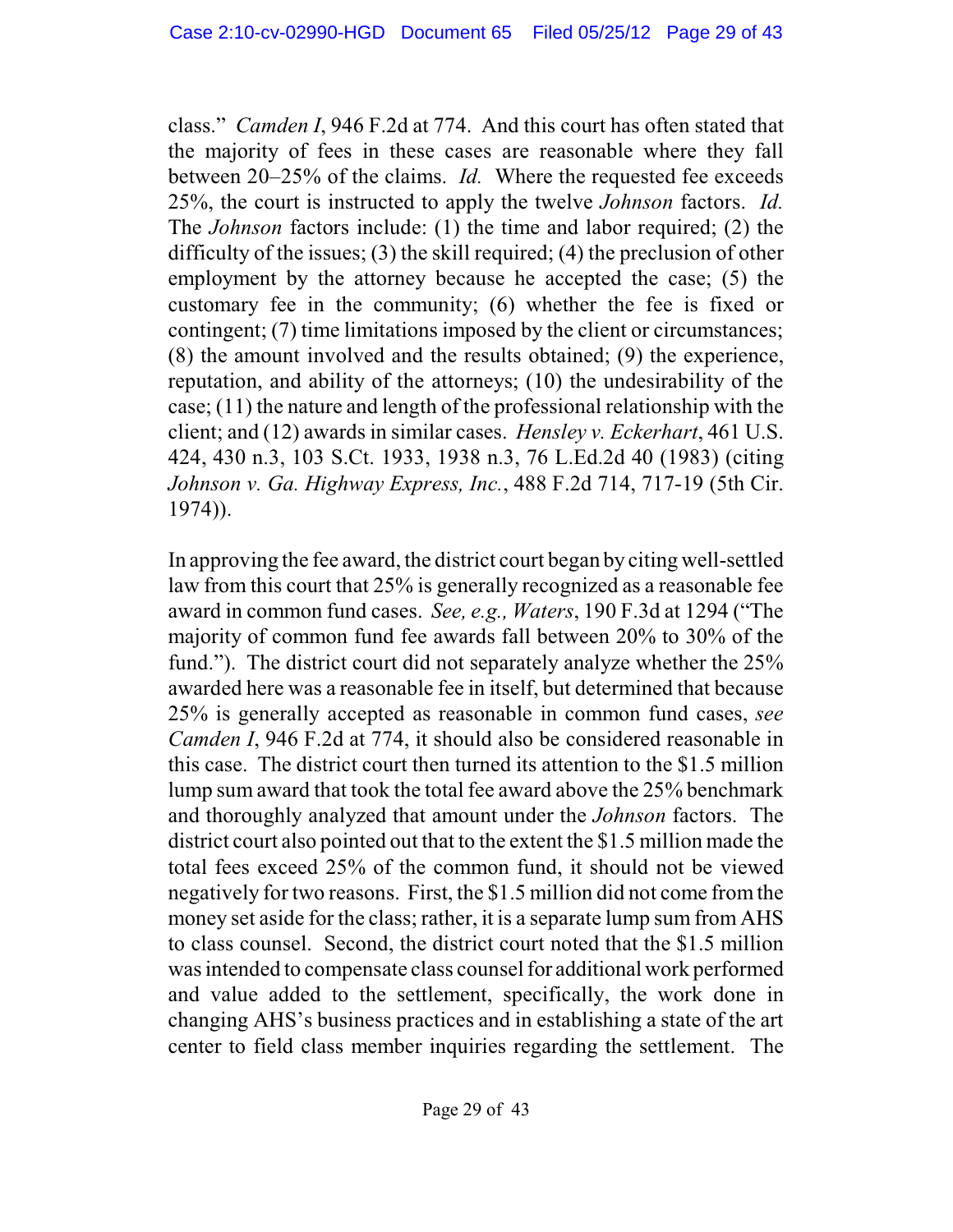class." *Camden I*, 946 F.2d at 774. And this court has often stated that the majority of fees in these cases are reasonable where they fall between 20–25% of the claims. *Id.* Where the requested fee exceeds 25%, the court is instructed to apply the twelve *Johnson* factors. *Id.* The *Johnson* factors include: (1) the time and labor required; (2) the difficulty of the issues; (3) the skill required; (4) the preclusion of other employment by the attorney because he accepted the case; (5) the customary fee in the community; (6) whether the fee is fixed or contingent; (7) time limitations imposed by the client or circumstances; (8) the amount involved and the results obtained; (9) the experience, reputation, and ability of the attorneys; (10) the undesirability of the case; (11) the nature and length of the professional relationship with the client; and (12) awards in similar cases. *Hensley v. Eckerhart*, 461 U.S. 424, 430 n.3, 103 S.Ct. 1933, 1938 n.3, 76 L.Ed.2d 40 (1983) (citing *Johnson v. Ga. Highway Express, Inc.*, 488 F.2d 714, 717-19 (5th Cir. 1974)).

In approving the fee award, the district court began by citing well-settled law from this court that 25% is generally recognized as a reasonable fee award in common fund cases. *See, e.g., Waters*, 190 F.3d at 1294 ("The majority of common fund fee awards fall between 20% to 30% of the fund."). The district court did not separately analyze whether the 25% awarded here was a reasonable fee in itself, but determined that because 25% is generally accepted as reasonable in common fund cases, *see Camden I*, 946 F.2d at 774, it should also be considered reasonable in this case. The district court then turned its attention to the $1.5 million lump sum award that took the total fee award above the 25% benchmark and thoroughly analyzed that amount under the *Johnson* factors. The district court also pointed out that to the extent the $1.5 million made the total fees exceed 25% of the common fund, it should not be viewed negatively for two reasons. First, the $1.5 million did not come from the money set aside for the class; rather, it is a separate lump sum from AHS to class counsel. Second, the district court noted that the $1.5 million was intended to compensate class counsel for additional work performed and value added to the settlement, specifically, the work done in changing AHS's business practices and in establishing a state of the art center to field class member inquiries regarding the settlement. The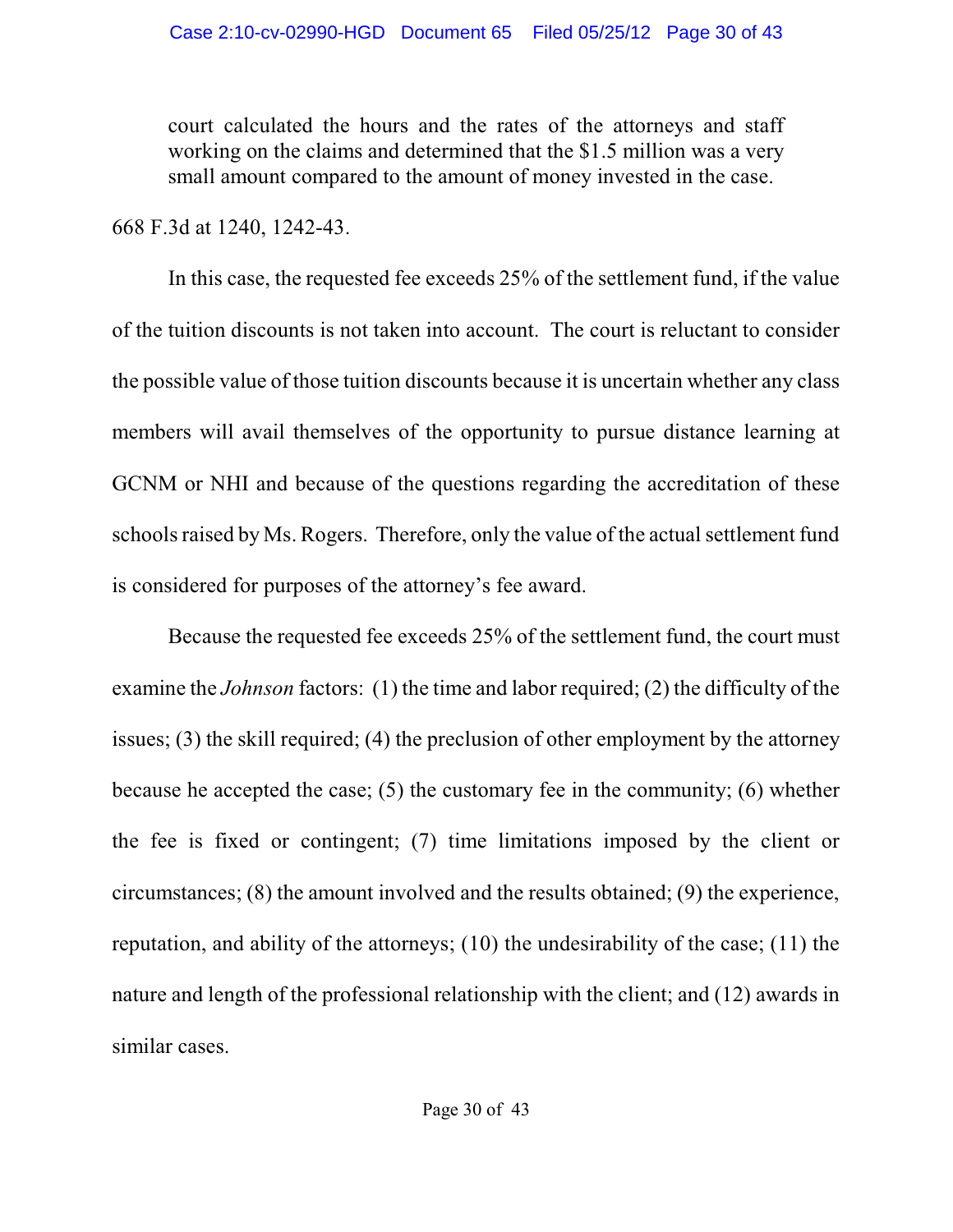> court calculated the hours and the rates of the attorneys and staff working on the claims and determined that the $1.5 million was a very small amount compared to the amount of money invested in the case.

668 F.3d at 1240, 1242-43.

In this case, the requested fee exceeds 25% of the settlement fund, if the value of the tuition discounts is not taken into account. The court is reluctant to consider the possible value of those tuition discounts because it is uncertain whether any class members will avail themselves of the opportunity to pursue distance learning at GCNM or NHI and because of the questions regarding the accreditation of these schools raised by Ms. Rogers. Therefore, only the value of the actual settlement fund is considered for purposes of the attorney's fee award.

Because the requested fee exceeds 25% of the settlement fund, the court must examine the *Johnson* factors: (1) the time and labor required; (2) the difficulty of the issues; (3) the skill required; (4) the preclusion of other employment by the attorney because he accepted the case; (5) the customary fee in the community; (6) whether the fee is fixed or contingent; (7) time limitations imposed by the client or circumstances; (8) the amount involved and the results obtained; (9) the experience, reputation, and ability of the attorneys; (10) the undesirability of the case; (11) the nature and length of the professional relationship with the client; and (12) awards in similar cases.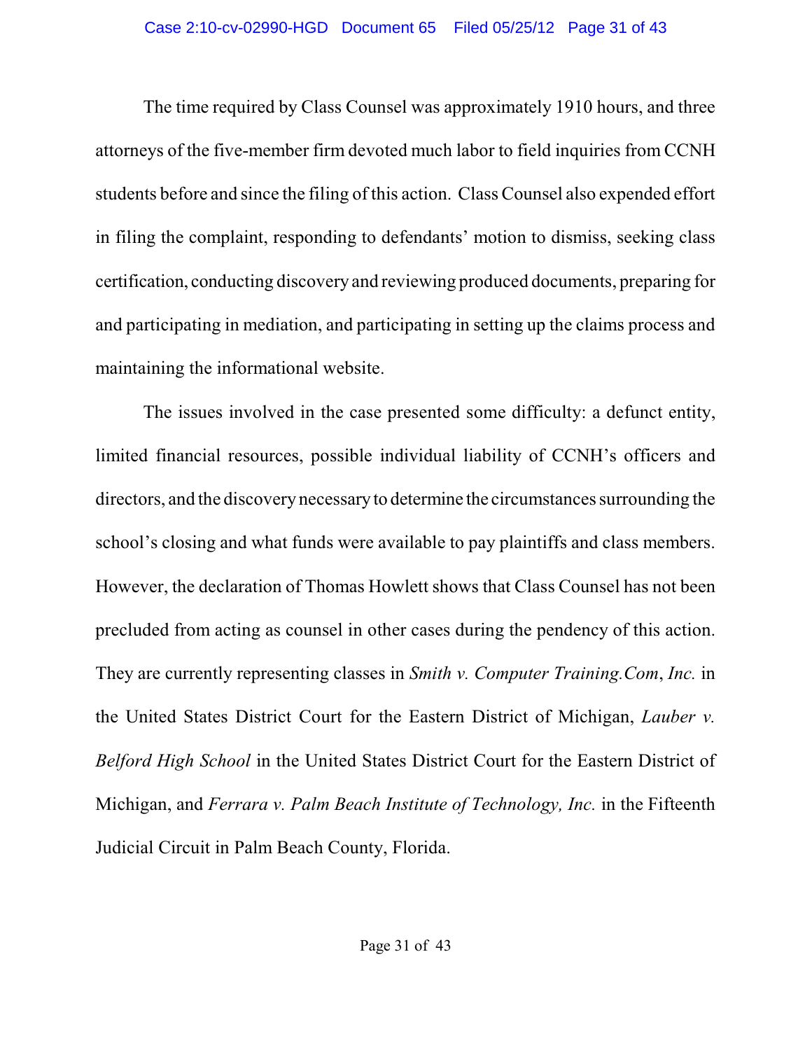The time required by Class Counsel was approximately 1910 hours, and three attorneys of the five-member firm devoted much labor to field inquiries from CCNH students before and since the filing of this action. Class Counsel also expended effort in filing the complaint, responding to defendants' motion to dismiss, seeking class certification, conducting discovery and reviewing produced documents, preparing for and participating in mediation, and participating in setting up the claims process and maintaining the informational website.

The issues involved in the case presented some difficulty: a defunct entity, limited financial resources, possible individual liability of CCNH's officers and directors, and the discovery necessary to determine the circumstances surrounding the school's closing and what funds were available to pay plaintiffs and class members. However, the declaration of Thomas Howlett shows that Class Counsel has not been precluded from acting as counsel in other cases during the pendency of this action. They are currently representing classes in *Smith v. Computer Training.Com*, *Inc.* in the United States District Court for the Eastern District of Michigan, *Lauber v. Belford High School* in the United States District Court for the Eastern District of Michigan, and *Ferrara v. Palm Beach Institute of Technology, Inc.* in the Fifteenth Judicial Circuit in Palm Beach County, Florida.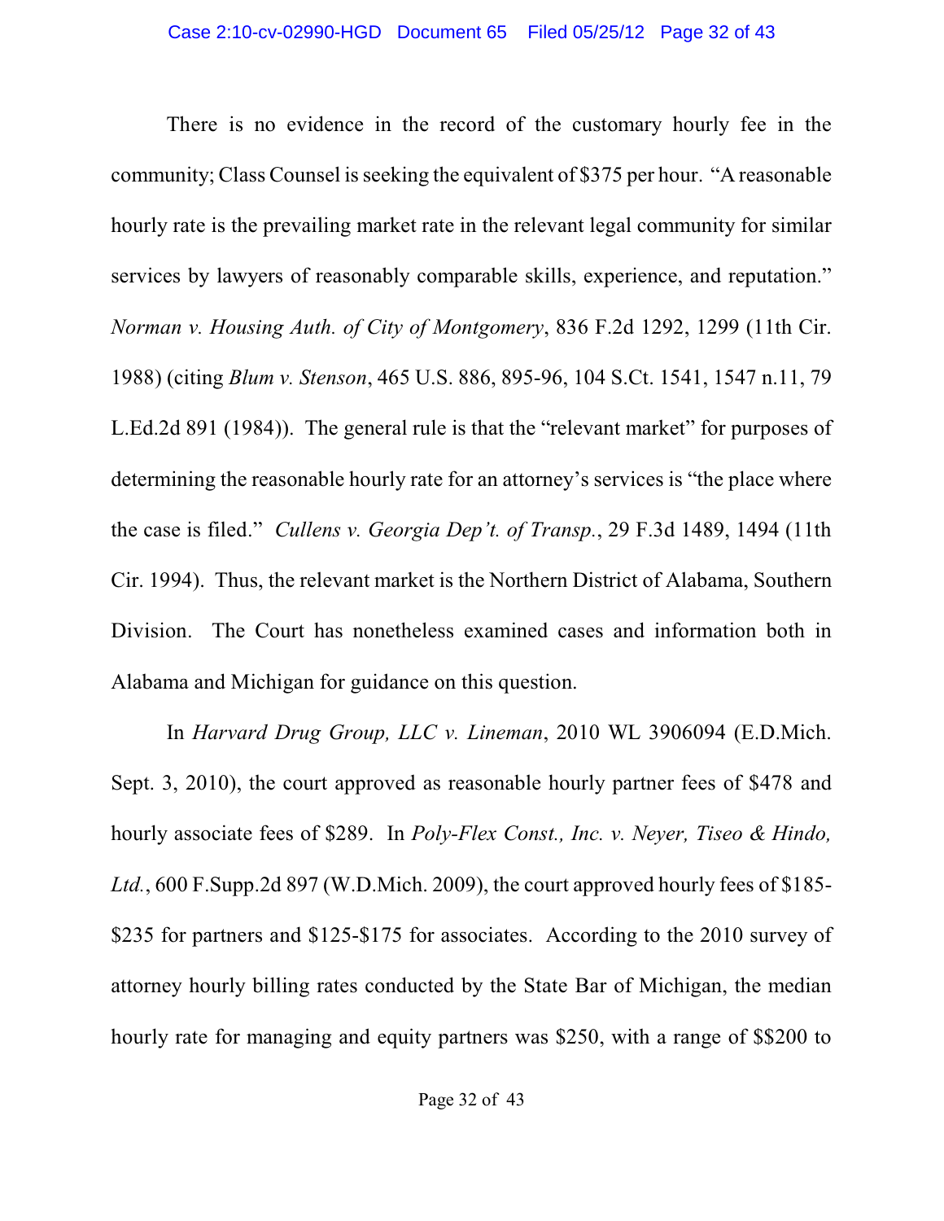There is no evidence in the record of the customary hourly fee in the community; Class Counsel is seeking the equivalent of $375 per hour. "A reasonable hourly rate is the prevailing market rate in the relevant legal community for similar services by lawyers of reasonably comparable skills, experience, and reputation." *Norman v. Housing Auth. of City of Montgomery*, 836 F.2d 1292, 1299 (11th Cir. 1988) (citing *Blum v. Stenson*, 465 U.S. 886, 895-96, 104 S.Ct. 1541, 1547 n.11, 79 L.Ed.2d 891 (1984)). The general rule is that the "relevant market" for purposes of determining the reasonable hourly rate for an attorney's services is "the place where the case is filed." *Cullens v. Georgia Dep't. of Transp.*, 29 F.3d 1489, 1494 (11th Cir. 1994). Thus, the relevant market is the Northern District of Alabama, Southern Division. The Court has nonetheless examined cases and information both in Alabama and Michigan for guidance on this question.

In *Harvard Drug Group, LLC v. Lineman*, 2010 WL 3906094 (E.D.Mich. Sept. 3, 2010), the court approved as reasonable hourly partner fees of $478 and hourly associate fees of $289. In *Poly-Flex Const., Inc. v. Neyer, Tiseo & Hindo, Ltd.*, 600 F.Supp.2d 897 (W.D.Mich. 2009), the court approved hourly fees of $185-$235 for partners and $125-$175 for associates. According to the 2010 survey of attorney hourly billing rates conducted by the State Bar of Michigan, the median hourly rate for managing and equity partners was $250, with a range of $$200 to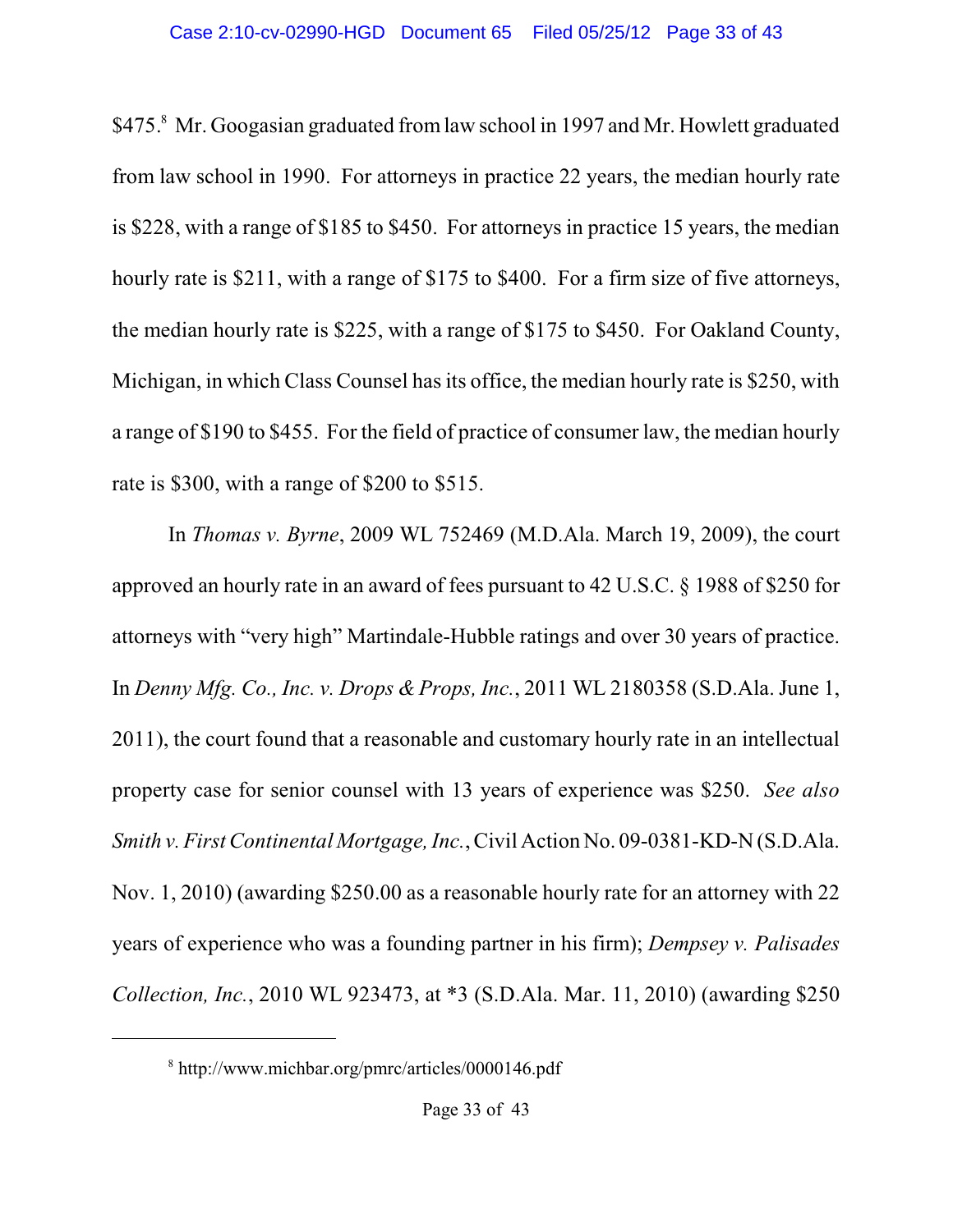$475.[8] Mr. Googasian graduated from law school in 1997 and Mr. Howlett graduated from law school in 1990. For attorneys in practice 22 years, the median hourly rate is $228, with a range of $185 to $450. For attorneys in practice 15 years, the median hourly rate is $211, with a range of $175 to $400. For a firm size of five attorneys, the median hourly rate is $225, with a range of $175 to $450. For Oakland County, Michigan, in which Class Counsel has its office, the median hourly rate is $250, with a range of $190 to $455. For the field of practice of consumer law, the median hourly rate is $300, with a range of $200 to $515.

In *Thomas v. Byrne*, 2009 WL 752469 (M.D.Ala. March 19, 2009), the court approved an hourly rate in an award of fees pursuant to 42 U.S.C. § 1988 of $250 for attorneys with "very high" Martindale-Hubble ratings and over 30 years of practice. In *Denny Mfg. Co., Inc. v. Drops & Props, Inc.*, 2011 WL 2180358 (S.D.Ala. June 1, 2011), the court found that a reasonable and customary hourly rate in an intellectual property case for senior counsel with 13 years of experience was $250. *See also Smith v. First Continental Mortgage, Inc.*, Civil Action No. 09-0381-KD-N (S.D.Ala. Nov. 1, 2010) (awarding $250.00 as a reasonable hourly rate for an attorney with 22 years of experience who was a founding partner in his firm); *Dempsey v. Palisades Collection, Inc.*, 2010 WL 923473, at *3 (S.D.Ala. Mar. 11, 2010) (awarding $250

---

[8] http://www.michbar.org/pmrc/articles/0000146.pdf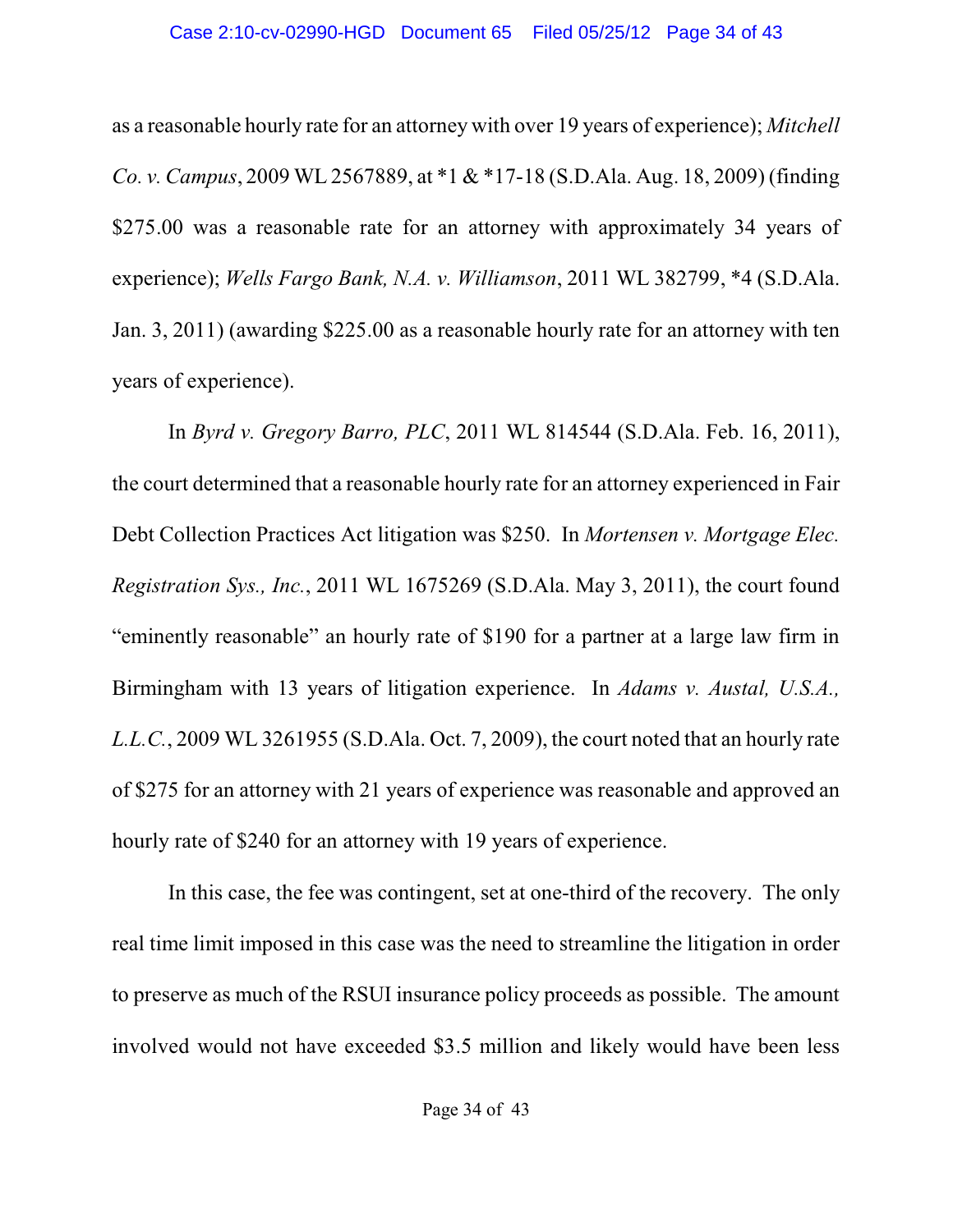as a reasonable hourly rate for an attorney with over 19 years of experience); *Mitchell Co. v. Campus*, 2009 WL 2567889, at *1 & *17-18 (S.D.Ala. Aug. 18, 2009) (finding $275.00 was a reasonable rate for an attorney with approximately 34 years of experience); *Wells Fargo Bank, N.A. v. Williamson*, 2011 WL 382799, *4 (S.D.Ala. Jan. 3, 2011) (awarding $225.00 as a reasonable hourly rate for an attorney with ten years of experience).

In *Byrd v. Gregory Barro, PLC*, 2011 WL 814544 (S.D.Ala. Feb. 16, 2011), the court determined that a reasonable hourly rate for an attorney experienced in Fair Debt Collection Practices Act litigation was $250. In *Mortensen v. Mortgage Elec. Registration Sys., Inc.*, 2011 WL 1675269 (S.D.Ala. May 3, 2011), the court found "eminently reasonable" an hourly rate of $190 for a partner at a large law firm in Birmingham with 13 years of litigation experience. In *Adams v. Austal, U.S.A., L.L.C.*, 2009 WL 3261955 (S.D.Ala. Oct. 7, 2009), the court noted that an hourly rate of $275 for an attorney with 21 years of experience was reasonable and approved an hourly rate of $240 for an attorney with 19 years of experience.

In this case, the fee was contingent, set at one-third of the recovery. The only real time limit imposed in this case was the need to streamline the litigation in order to preserve as much of the RSUI insurance policy proceeds as possible. The amount involved would not have exceeded $3.5 million and likely would have been less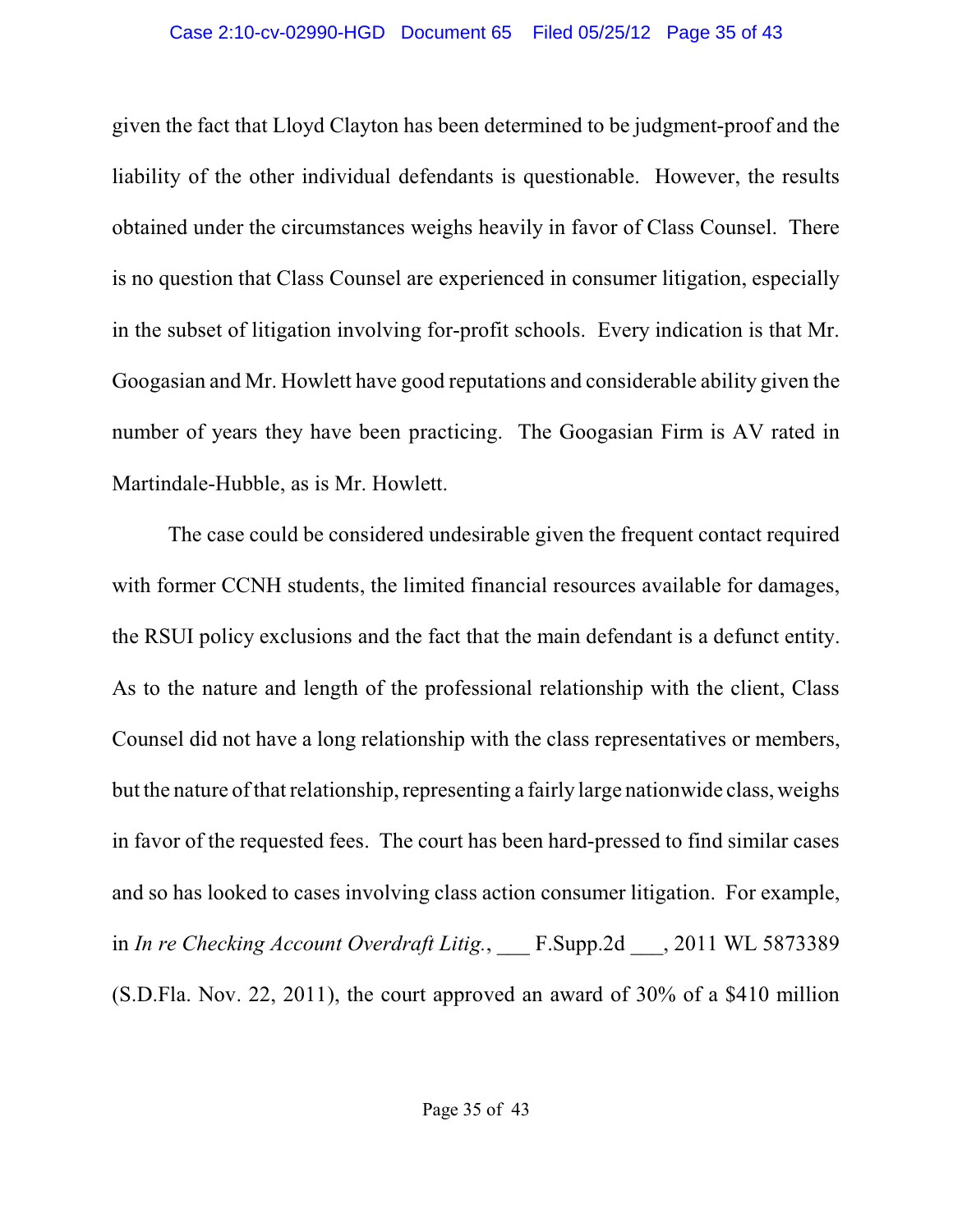given the fact that Lloyd Clayton has been determined to be judgment-proof and the liability of the other individual defendants is questionable. However, the results obtained under the circumstances weighs heavily in favor of Class Counsel. There is no question that Class Counsel are experienced in consumer litigation, especially in the subset of litigation involving for-profit schools. Every indication is that Mr. Googasian and Mr. Howlett have good reputations and considerable ability given the number of years they have been practicing. The Googasian Firm is AV rated in Martindale-Hubble, as is Mr. Howlett.

The case could be considered undesirable given the frequent contact required with former CCNH students, the limited financial resources available for damages, the RSUI policy exclusions and the fact that the main defendant is a defunct entity. As to the nature and length of the professional relationship with the client, Class Counsel did not have a long relationship with the class representatives or members, but the nature of that relationship, representing a fairly large nationwide class, weighs in favor of the requested fees. The court has been hard-pressed to find similar cases and so has looked to cases involving class action consumer litigation. For example, in *In re Checking Account Overdraft Litig.*, ___ F.Supp.2d ___, 2011 WL 5873389 (S.D.Fla. Nov. 22, 2011), the court approved an award of 30% of a $410 million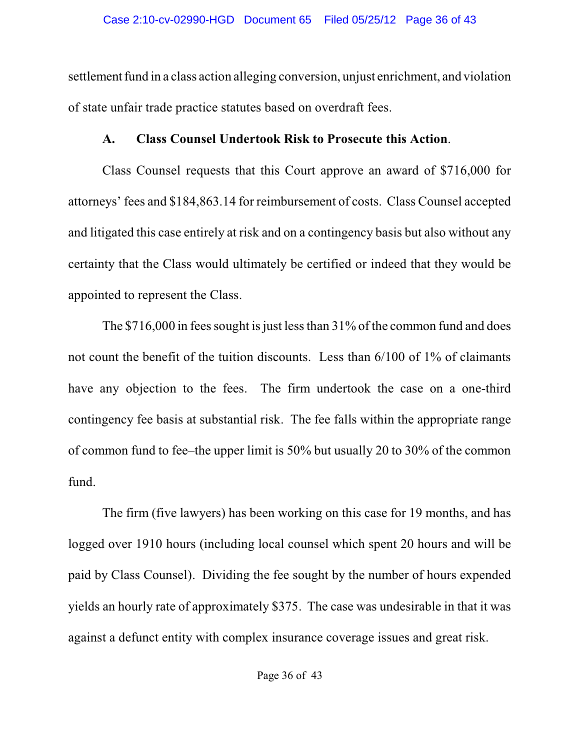settlement fund in a class action alleging conversion, unjust enrichment, and violation of state unfair trade practice statutes based on overdraft fees.

### A. Class Counsel Undertook Risk to Prosecute this Action.

Class Counsel requests that this Court approve an award of $716,000 for attorneys' fees and $184,863.14 for reimbursement of costs. Class Counsel accepted and litigated this case entirely at risk and on a contingency basis but also without any certainty that the Class would ultimately be certified or indeed that they would be appointed to represent the Class.

The $716,000 in fees sought is just less than 31% of the common fund and does not count the benefit of the tuition discounts. Less than 6/100 of 1% of claimants have any objection to the fees. The firm undertook the case on a one-third contingency fee basis at substantial risk. The fee falls within the appropriate range of common fund to fee–the upper limit is 50% but usually 20 to 30% of the common fund.

The firm (five lawyers) has been working on this case for 19 months, and has logged over 1910 hours (including local counsel which spent 20 hours and will be paid by Class Counsel). Dividing the fee sought by the number of hours expended yields an hourly rate of approximately $375. The case was undesirable in that it was against a defunct entity with complex insurance coverage issues and great risk.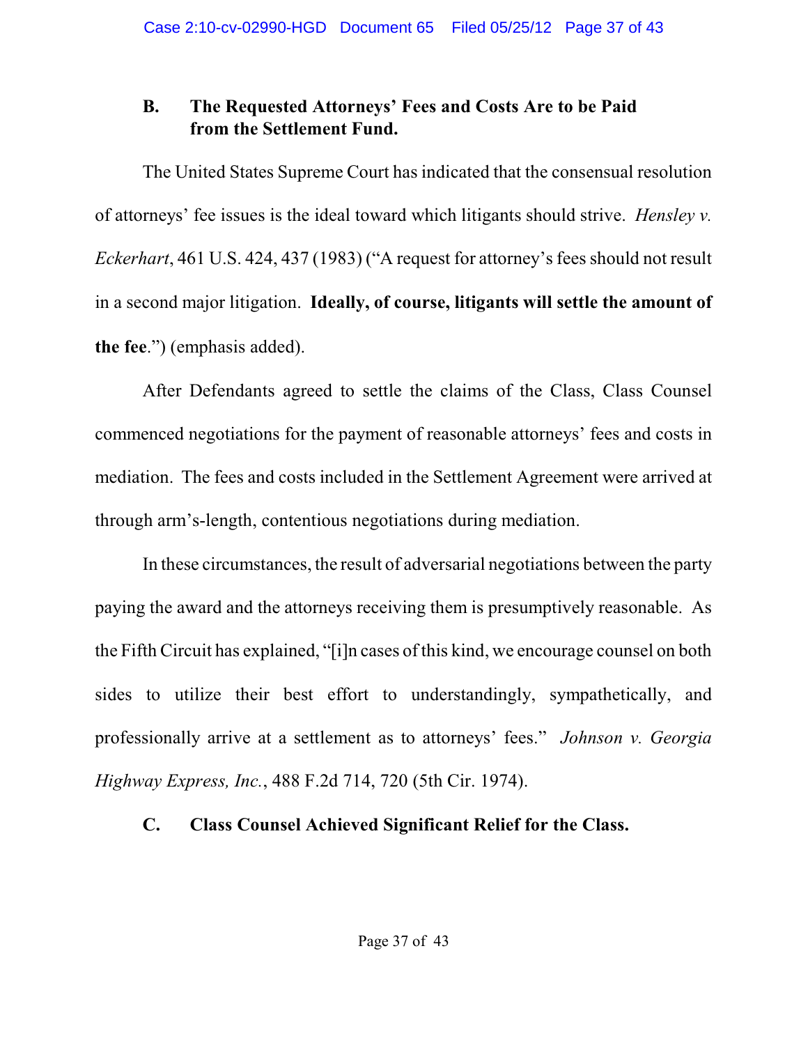### B. The Requested Attorneys' Fees and Costs Are to be Paid from the Settlement Fund.

The United States Supreme Court has indicated that the consensual resolution of attorneys' fee issues is the ideal toward which litigants should strive. *Hensley v. Eckerhart*, 461 U.S. 424, 437 (1983) ("A request for attorney's fees should not result in a second major litigation. **Ideally, of course, litigants will settle the amount of the fee**.") (emphasis added).

After Defendants agreed to settle the claims of the Class, Class Counsel commenced negotiations for the payment of reasonable attorneys' fees and costs in mediation. The fees and costs included in the Settlement Agreement were arrived at through arm's-length, contentious negotiations during mediation.

In these circumstances, the result of adversarial negotiations between the party paying the award and the attorneys receiving them is presumptively reasonable. As the Fifth Circuit has explained, "[i]n cases of this kind, we encourage counsel on both sides to utilize their best effort to understandingly, sympathetically, and professionally arrive at a settlement as to attorneys' fees." *Johnson v. Georgia Highway Express, Inc.*, 488 F.2d 714, 720 (5th Cir. 1974).

### C. Class Counsel Achieved Significant Relief for the Class.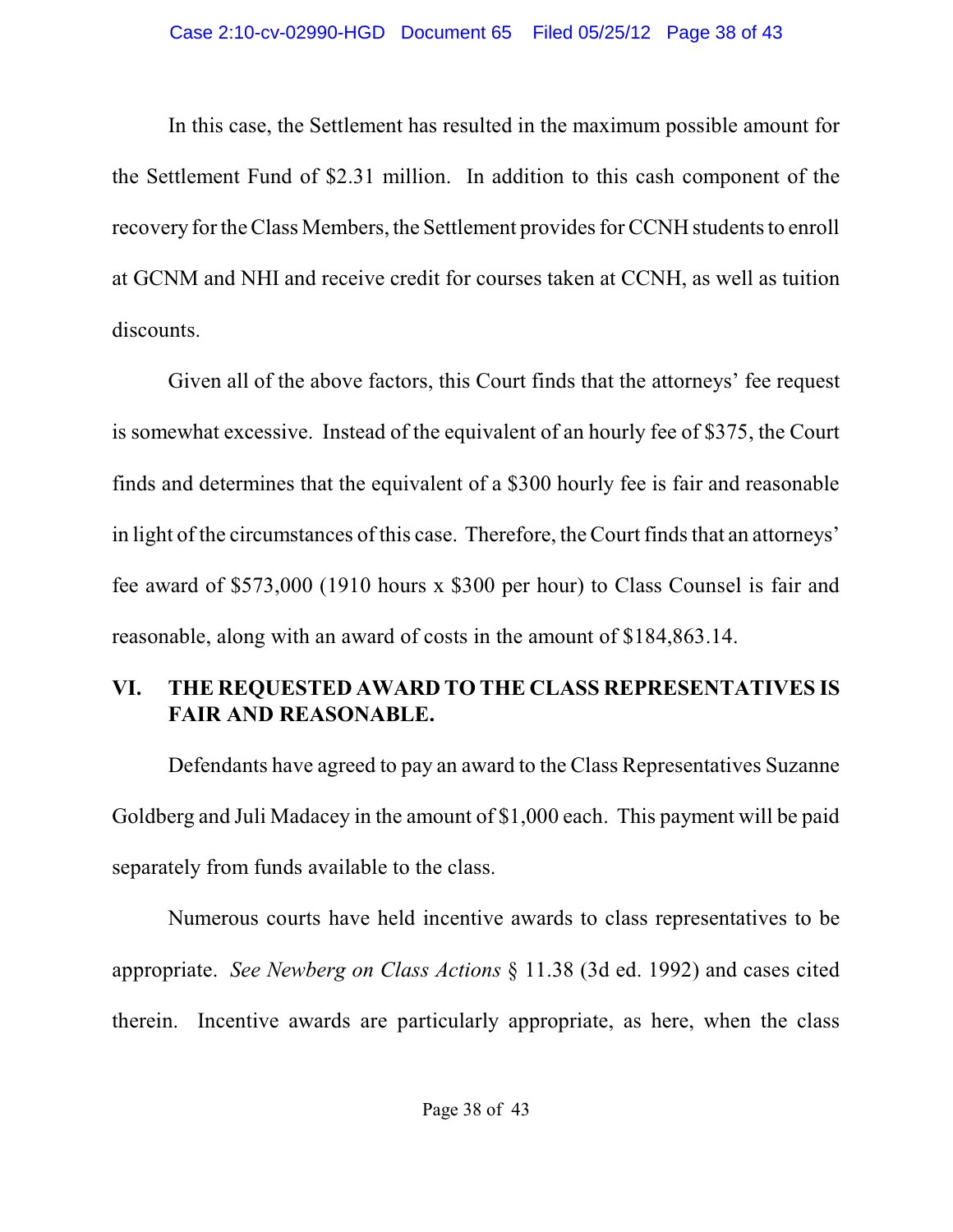In this case, the Settlement has resulted in the maximum possible amount for the Settlement Fund of $2.31 million. In addition to this cash component of the recovery for the Class Members, the Settlement provides for CCNH students to enroll at GCNM and NHI and receive credit for courses taken at CCNH, as well as tuition discounts.

Given all of the above factors, this Court finds that the attorneys' fee request is somewhat excessive. Instead of the equivalent of an hourly fee of $375, the Court finds and determines that the equivalent of a $300 hourly fee is fair and reasonable in light of the circumstances of this case. Therefore, the Court finds that an attorneys' fee award of $573,000 (1910 hours x $300 per hour) to Class Counsel is fair and reasonable, along with an award of costs in the amount of $184,863.14.

## VI. THE REQUESTED AWARD TO THE CLASS REPRESENTATIVES IS FAIR AND REASONABLE.

Defendants have agreed to pay an award to the Class Representatives Suzanne Goldberg and Juli Madacey in the amount of $1,000 each. This payment will be paid separately from funds available to the class.

Numerous courts have held incentive awards to class representatives to be appropriate. *See Newberg on Class Actions* § 11.38 (3d ed. 1992) and cases cited therein. Incentive awards are particularly appropriate, as here, when the class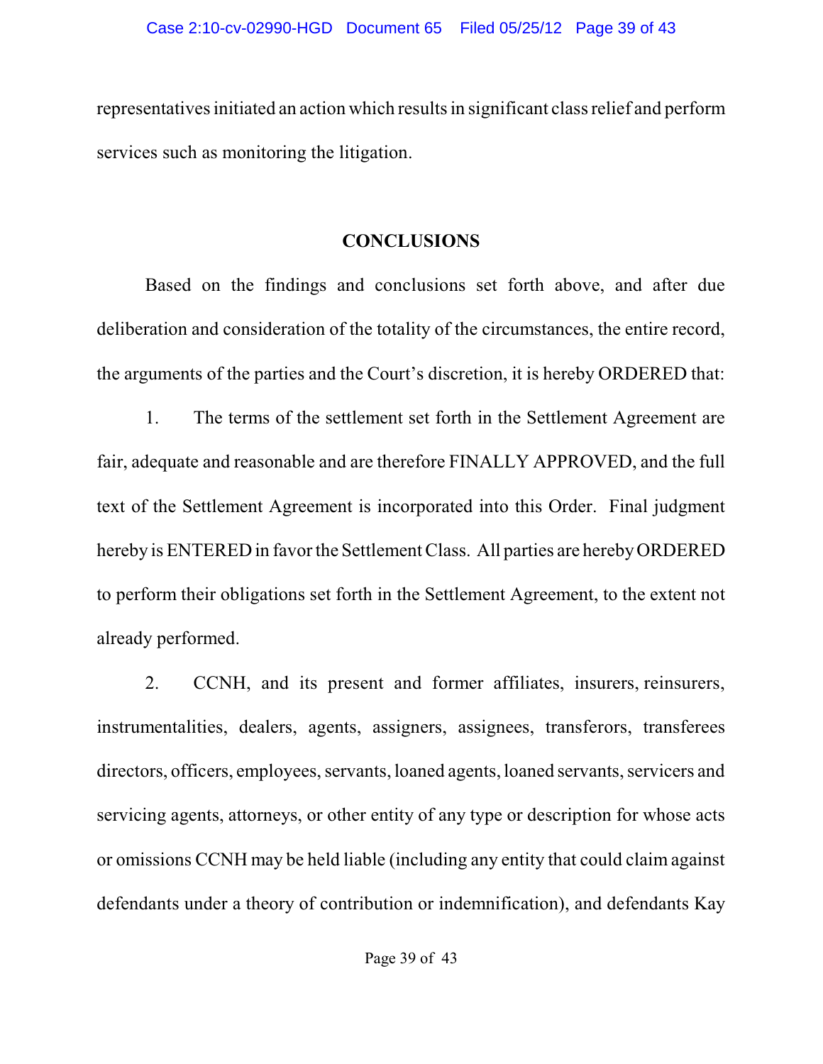representatives initiated an action which results in significant class relief and perform services such as monitoring the litigation.

## CONCLUSIONS

Based on the findings and conclusions set forth above, and after due deliberation and consideration of the totality of the circumstances, the entire record, the arguments of the parties and the Court's discretion, it is hereby ORDERED that:

1. The terms of the settlement set forth in the Settlement Agreement are fair, adequate and reasonable and are therefore FINALLY APPROVED, and the full text of the Settlement Agreement is incorporated into this Order. Final judgment hereby is ENTERED in favor the Settlement Class. All parties are hereby ORDERED to perform their obligations set forth in the Settlement Agreement, to the extent not already performed.

2. CCNH, and its present and former affiliates, insurers, reinsurers, instrumentalities, dealers, agents, assigners, assignees, transferors, transferees directors, officers, employees, servants, loaned agents, loaned servants, servicers and servicing agents, attorneys, or other entity of any type or description for whose acts or omissions CCNH may be held liable (including any entity that could claim against defendants under a theory of contribution or indemnification), and defendants Kay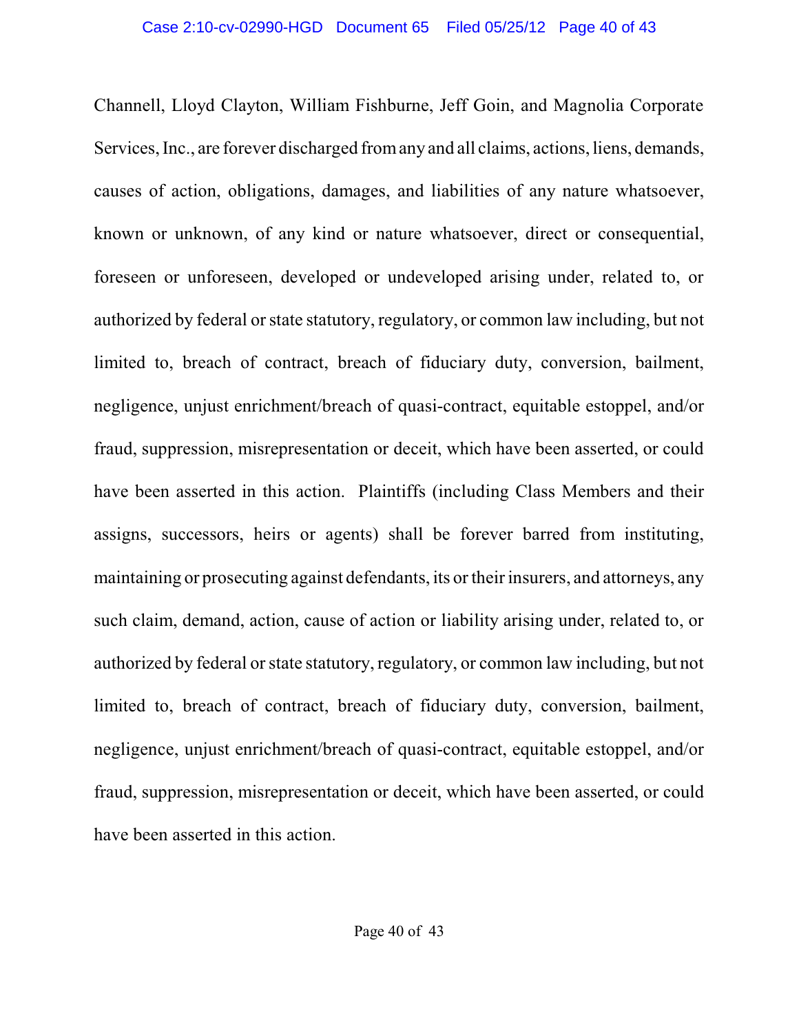Channell, Lloyd Clayton, William Fishburne, Jeff Goin, and Magnolia Corporate Services, Inc., are forever discharged from any and all claims, actions, liens, demands, causes of action, obligations, damages, and liabilities of any nature whatsoever, known or unknown, of any kind or nature whatsoever, direct or consequential, foreseen or unforeseen, developed or undeveloped arising under, related to, or authorized by federal or state statutory, regulatory, or common law including, but not limited to, breach of contract, breach of fiduciary duty, conversion, bailment, negligence, unjust enrichment/breach of quasi-contract, equitable estoppel, and/or fraud, suppression, misrepresentation or deceit, which have been asserted, or could have been asserted in this action. Plaintiffs (including Class Members and their assigns, successors, heirs or agents) shall be forever barred from instituting, maintaining or prosecuting against defendants, its or their insurers, and attorneys, any such claim, demand, action, cause of action or liability arising under, related to, or authorized by federal or state statutory, regulatory, or common law including, but not limited to, breach of contract, breach of fiduciary duty, conversion, bailment, negligence, unjust enrichment/breach of quasi-contract, equitable estoppel, and/or fraud, suppression, misrepresentation or deceit, which have been asserted, or could have been asserted in this action.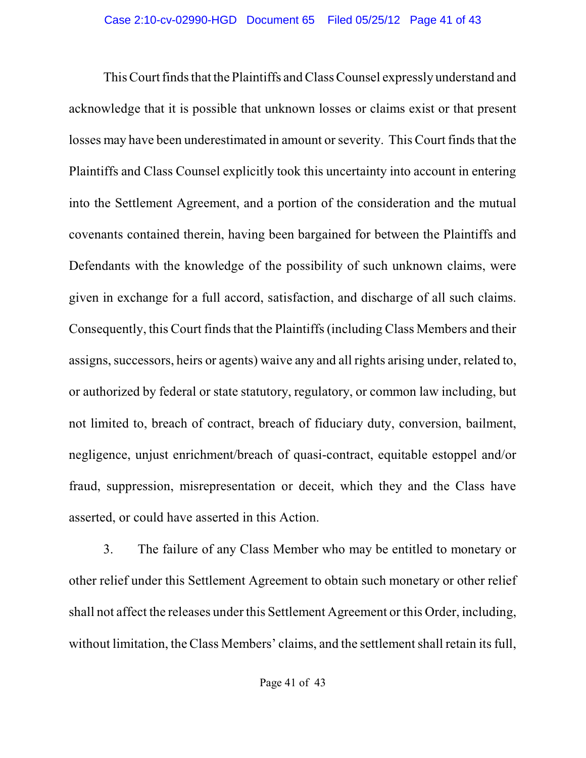This Court finds that the Plaintiffs and Class Counsel expressly understand and acknowledge that it is possible that unknown losses or claims exist or that present losses may have been underestimated in amount or severity. This Court finds that the Plaintiffs and Class Counsel explicitly took this uncertainty into account in entering into the Settlement Agreement, and a portion of the consideration and the mutual covenants contained therein, having been bargained for between the Plaintiffs and Defendants with the knowledge of the possibility of such unknown claims, were given in exchange for a full accord, satisfaction, and discharge of all such claims. Consequently, this Court finds that the Plaintiffs (including Class Members and their assigns, successors, heirs or agents) waive any and all rights arising under, related to, or authorized by federal or state statutory, regulatory, or common law including, but not limited to, breach of contract, breach of fiduciary duty, conversion, bailment, negligence, unjust enrichment/breach of quasi-contract, equitable estoppel and/or fraud, suppression, misrepresentation or deceit, which they and the Class have asserted, or could have asserted in this Action.

3. The failure of any Class Member who may be entitled to monetary or other relief under this Settlement Agreement to obtain such monetary or other relief shall not affect the releases under this Settlement Agreement or this Order, including, without limitation, the Class Members' claims, and the settlement shall retain its full,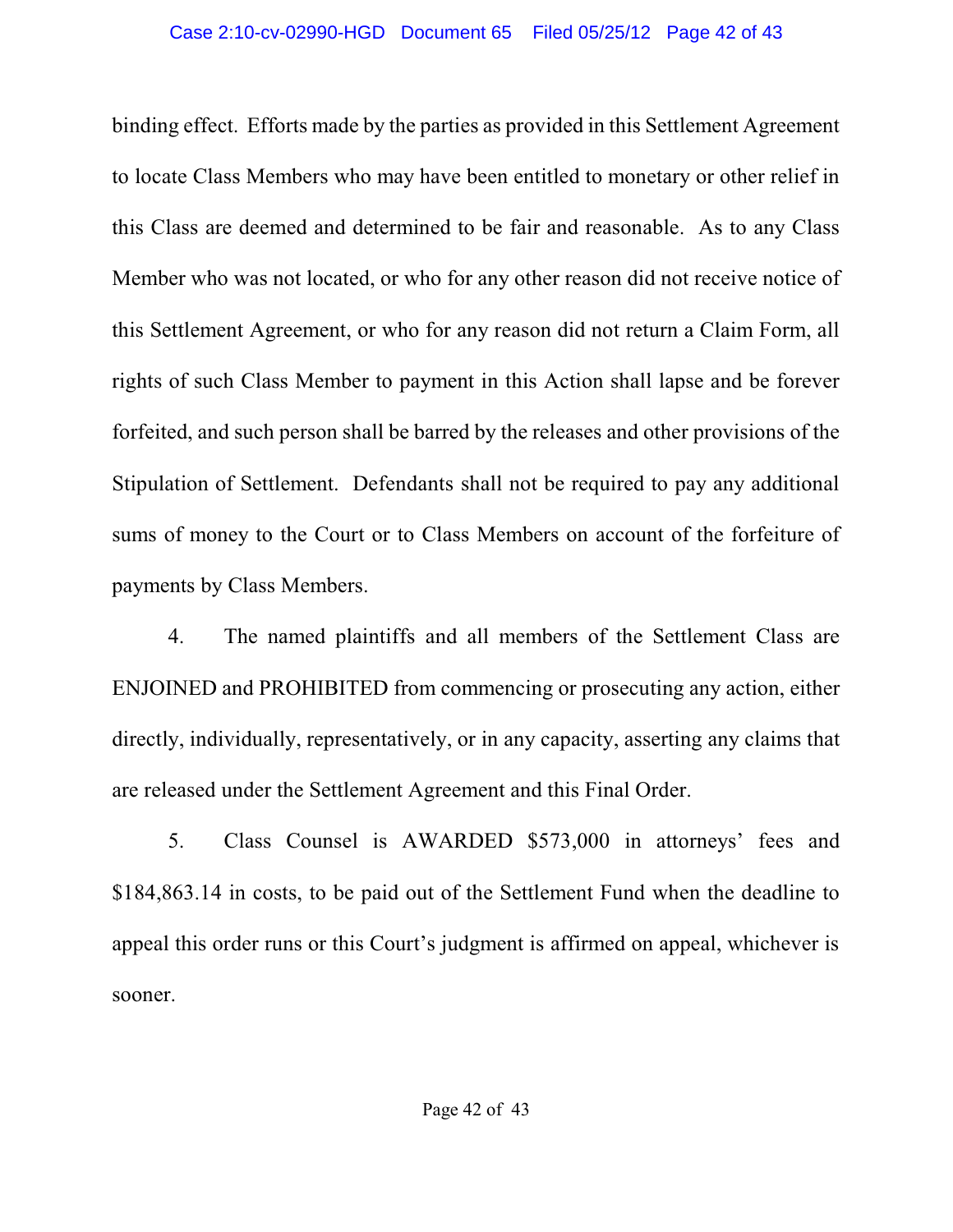binding effect. Efforts made by the parties as provided in this Settlement Agreement to locate Class Members who may have been entitled to monetary or other relief in this Class are deemed and determined to be fair and reasonable. As to any Class Member who was not located, or who for any other reason did not receive notice of this Settlement Agreement, or who for any reason did not return a Claim Form, all rights of such Class Member to payment in this Action shall lapse and be forever forfeited, and such person shall be barred by the releases and other provisions of the Stipulation of Settlement. Defendants shall not be required to pay any additional sums of money to the Court or to Class Members on account of the forfeiture of payments by Class Members.

4. The named plaintiffs and all members of the Settlement Class are ENJOINED and PROHIBITED from commencing or prosecuting any action, either directly, individually, representatively, or in any capacity, asserting any claims that are released under the Settlement Agreement and this Final Order.

5. Class Counsel is AWARDED $573,000 in attorneys' fees and $184,863.14 in costs, to be paid out of the Settlement Fund when the deadline to appeal this order runs or this Court's judgment is affirmed on appeal, whichever is sooner.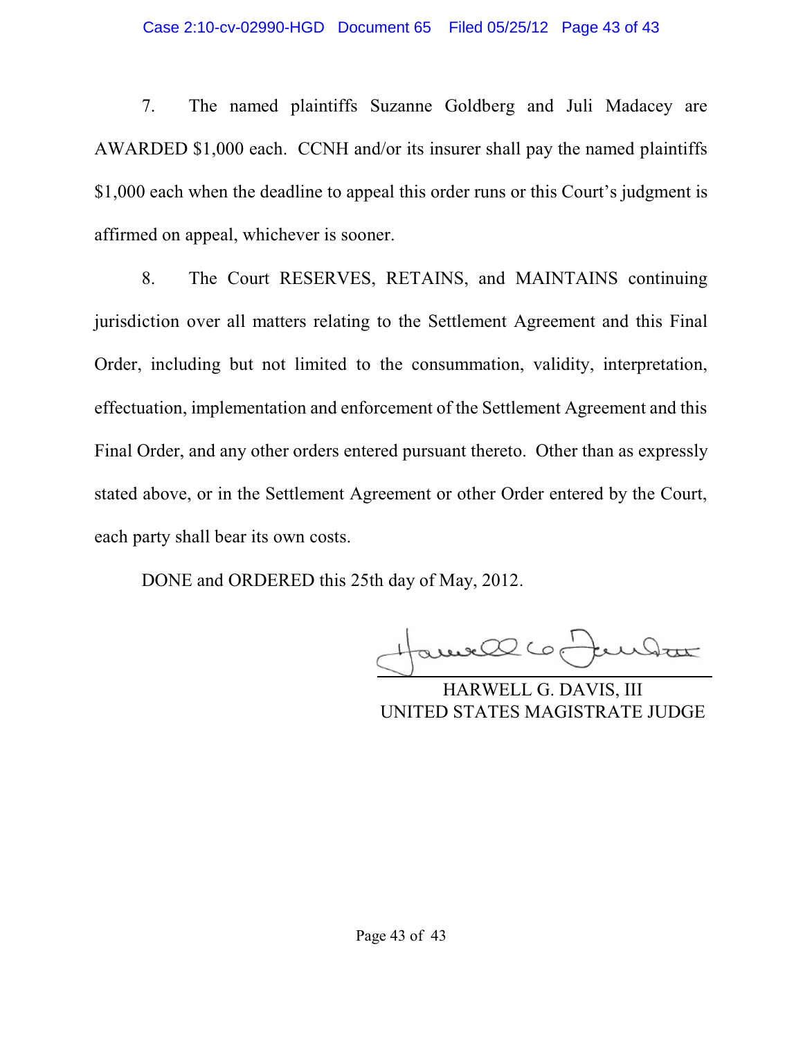7. The named plaintiffs Suzanne Goldberg and Juli Madacey are AWARDED $1,000 each. CCNH and/or its insurer shall pay the named plaintiffs $1,000 each when the deadline to appeal this order runs or this Court's judgment is affirmed on appeal, whichever is sooner.

8. The Court RESERVES, RETAINS, and MAINTAINS continuing jurisdiction over all matters relating to the Settlement Agreement and this Final Order, including but not limited to the consummation, validity, interpretation, effectuation, implementation and enforcement of the Settlement Agreement and this Final Order, and any other orders entered pursuant thereto. Other than as expressly stated above, or in the Settlement Agreement or other Order entered by the Court, each party shall bear its own costs.

DONE and ORDERED this 25th day of May, 2012.

HARWELL G. DAVIS, III
UNITED STATES MAGISTRATE JUDGE